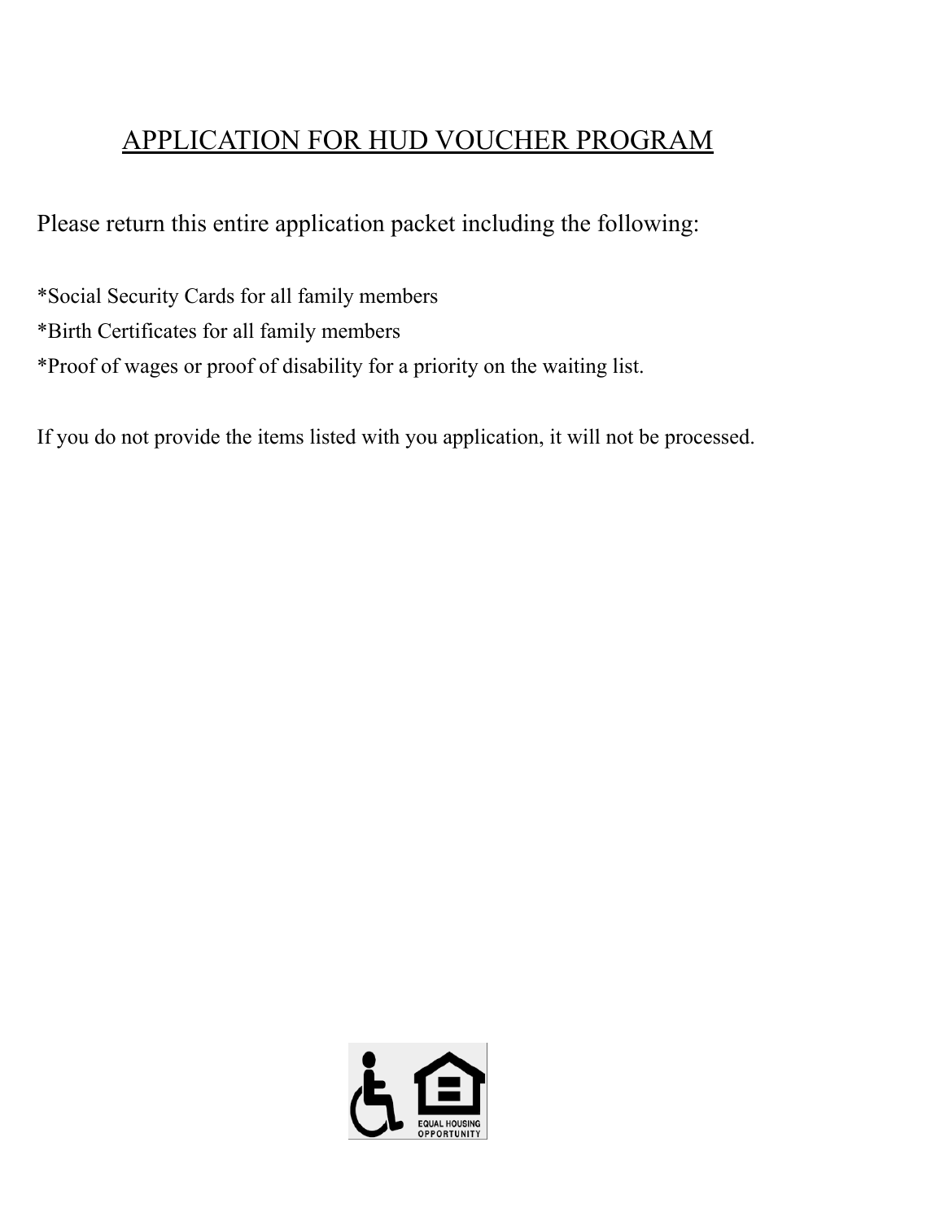# APPLICATION FOR HUD VOUCHER PROGRAM

Please return this entire application packet including the following:

*Social Security Cards for all family members

*Birth Certificates for all family members

*Proof of wages or proof of disability for a priority on the waiting list.

If you do not provide the items listed with you application, it will not be processed.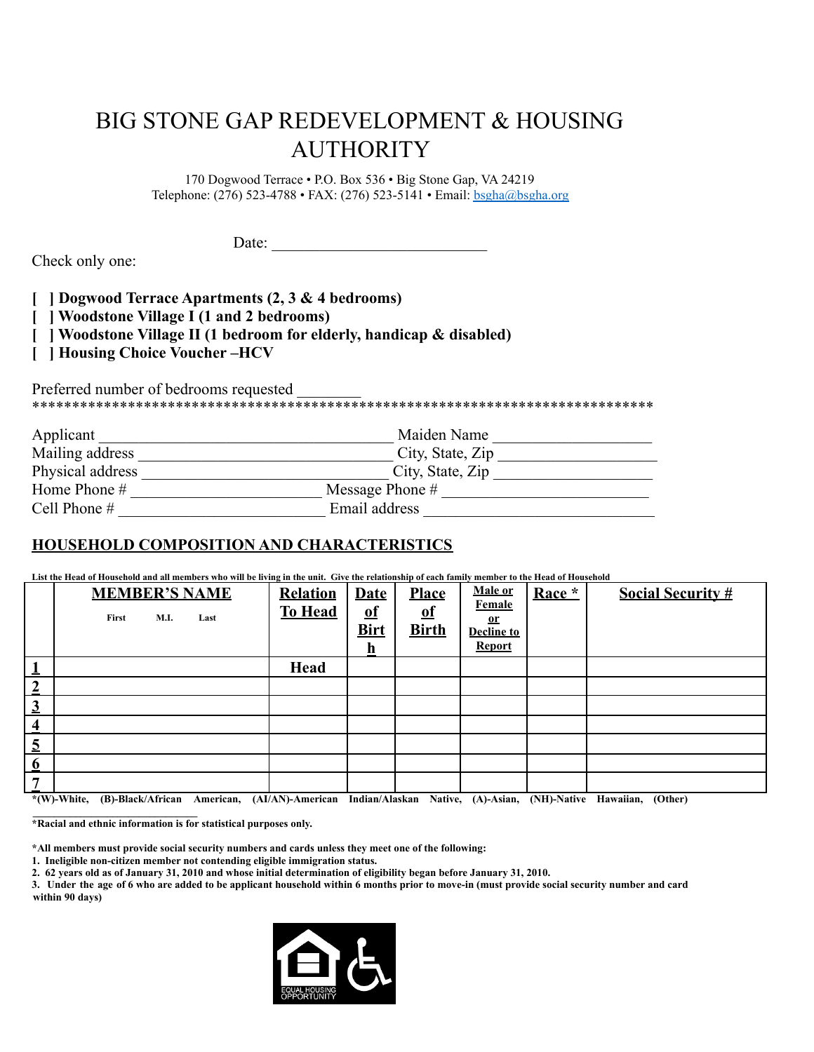# BIG STONE GAP REDEVELOPMENT & HOUSING AUTHORITY

170 Dogwood Terrace • P.O. Box 536 • Big Stone Gap, VA 24219
Telephone: (276) 523-4788 • FAX: (276) 523-5141 • Email: bsgha@bsgha.org

Date: ___________________________

Check only one:

**[ ] Dogwood Terrace Apartments (2, 3 & 4 bedrooms)**
**[ ] Woodstone Village I (1 and 2 bedrooms)**
**[ ] Woodstone Village II (1 bedroom for elderly, handicap & disabled)**
**[ ] Housing Choice Voucher –HCV**

Preferred number of bedrooms requested ________

*******************************************************************************

Applicant _____________________________________ Maiden Name ____________________
Mailing address ______________________________ City, State, Zip ___________________
Physical address ______________________________ City, State, Zip ___________________
Home Phone # _______________________ Message Phone # __________________________
Cell Phone # _________________________ Email address ____________________________

## HOUSEHOLD COMPOSITION AND CHARACTERISTICS

**List the Head of Household and all members who will be living in the unit. Give the relationship of each family member to the Head of Household**

| | MEMBER'S NAME (First M.I. Last) | Relation To Head | Date of Birth | Place of Birth | Male or Female or Decline to Report | Race * | Social Security # |
|---|---|---|---|---|---|---|---|
| 1 | | Head | | | | | |
| 2 | | | | | | | |
| 3 | | | | | | | |
| 4 | | | | | | | |
| 5 | | | | | | | |
| 6 | | | | | | | |
| 7 | | | | | | | |

**\*(W)-White, (B)-Black/African American, (AI/AN)-American Indian/Alaskan Native, (A)-Asian, (NH)-Native Hawaiian, (Other)**

**\*Racial and ethnic information is for statistical purposes only.**

**\*All members must provide social security numbers and cards unless they meet one of the following:**

**1. Ineligible non-citizen member not contending eligible immigration status.**
**2. 62 years old as of January 31, 2010 and whose initial determination of eligibility began before January 31, 2010.**
**3. Under the age of 6 who are added to be applicant household within 6 months prior to move-in (must provide social security number and card within 90 days)**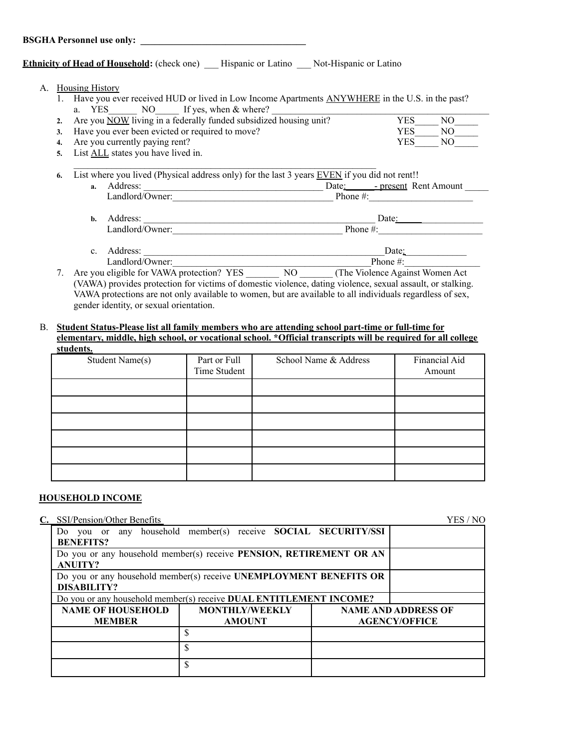**BSGHA Personnel use only: ___________________________________**

**Ethnicity of Head of Household:** (check one) ___ Hispanic or Latino ___ Not-Hispanic or Latino

A. Housing History

1. Have you ever received HUD or lived in Low Income Apartments ANYWHERE in the U.S. in the past?
   a. YES______ NO_____ If yes, when & where? ____________________________________________
2. Are you NOW living in a federally funded subsidized housing unit? YES_____ NO_____
3. Have you ever been evicted or required to move? YES_____ NO_____
4. Are you currently paying rent? YES_____ NO_____
5. List ALL states you have lived in.
   ____________________________________________________________________
6. List where you lived (Physical address only) for the last 3 years EVEN if you did not rent!!
   a. Address: ________________________________________ Date:______- present Rent Amount _____
      Landlord/Owner:___________________________________ Phone #:_____________________
   b. Address: ___________________________________________________ Date:______ _____________
      Landlord/Owner:____________________________________ Phone #:______________________
   c. Address: ____________________________________________________Date:_____________
      Landlord/Owner:____________________________________________Phone #:________________
7. Are you eligible for VAWA protection? YES _______ NO _______ (The Violence Against Women Act (VAWA) provides protection for victims of domestic violence, dating violence, sexual assault, or stalking. VAWA protections are not only available to women, but are available to all individuals regardless of sex, gender identity, or sexual orientation.

B. **Student Status-Please list all family members who are attending school part-time or full-time for elementary, middle, high school, or vocational school. *Official transcripts will be required for all college students.**

| Student Name(s) | Part or Full Time Student | School Name & Address | Financial Aid Amount |
|---|---|---|---|
| | | | |
| | | | |
| | | | |
| | | | |
| | | | |
| | | | |

**HOUSEHOLD INCOME**

**C.** SSI/Pension/Other Benefits

| | YES / NO |
|---|---|
| Do you or any household member(s) receive **SOCIAL SECURITY/SSI BENEFITS?** | |
| Do you or any household member(s) receive **PENSION, RETIREMENT OR AN ANUITY?** | |
| Do you or any household member(s) receive **UNEMPLOYMENT BENEFITS OR DISABILITY?** | |
| Do you or any household member(s) receive **DUAL ENTITLEMENT INCOME?** | |

| NAME OF HOUSEHOLD MEMBER | MONTHLY/WEEKLY AMOUNT | NAME AND ADDRESS OF AGENCY/OFFICE |
|---|---|---|
| | $ | |
| | $ | |
| | $ | |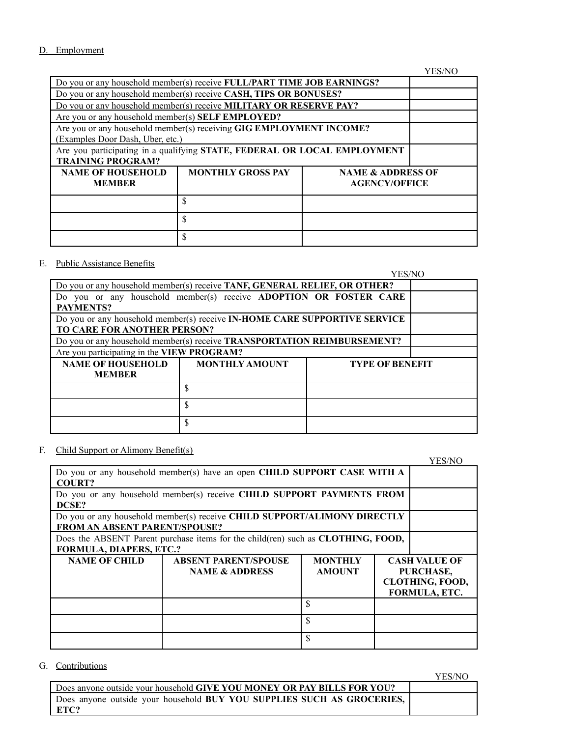D. Employment

| | YES/NO |
|---|---|
| Do you or any household member(s) receive **FULL/PART TIME JOB EARNINGS?** | |
| Do you or any household member(s) receive **CASH, TIPS OR BONUSES?** | |
| Do you or any household member(s) receive **MILITARY OR RESERVE PAY?** | |
| Are you or any household member(s) **SELF EMPLOYED?** | |
| Are you or any household member(s) receiving **GIG EMPLOYMENT INCOME?** (Examples Door Dash, Uber, etc.) | |
| Are you participating in a qualifying **STATE, FEDERAL OR LOCAL EMPLOYMENT TRAINING PROGRAM?** | |

| NAME OF HOUSEHOLD MEMBER | MONTHLY GROSS PAY | NAME & ADDRESS OF AGENCY/OFFICE |
|---|---|---|
| | $ | |
| | $ | |
| | $ | |

E. Public Assistance Benefits

| | YES/NO |
|---|---|
| Do you or any household member(s) receive **TANF, GENERAL RELIEF, OR OTHER?** | |
| Do you or any household member(s) receive **ADOPTION OR FOSTER CARE PAYMENTS?** | |
| Do you or any household member(s) receive **IN-HOME CARE SUPPORTIVE SERVICE TO CARE FOR ANOTHER PERSON?** | |
| Do you or any household member(s) receive **TRANSPORTATION REIMBURSEMENT?** | |
| Are you participating in the **VIEW PROGRAM?** | |

| NAME OF HOUSEHOLD MEMBER | MONTHLY AMOUNT | TYPE OF BENEFIT |
|---|---|---|
| | $ | |
| | $ | |
| | $ | |

F. Child Support or Alimony Benefit(s)

| | YES/NO |
|---|---|
| Do you or any household member(s) have an open **CHILD SUPPORT CASE WITH A COURT?** | |
| Do you or any household member(s) receive **CHILD SUPPORT PAYMENTS FROM DCSE?** | |
| Do you or any household member(s) receive **CHILD SUPPORT/ALIMONY DIRECTLY FROM AN ABSENT PARENT/SPOUSE?** | |
| Does the ABSENT Parent purchase items for the child(ren) such as **CLOTHING, FOOD, FORMULA, DIAPERS, ETC.?** | |

| NAME OF CHILD | ABSENT PARENT/SPOUSE NAME & ADDRESS | MONTHLY AMOUNT | CASH VALUE OF PURCHASE, CLOTHING, FOOD, FORMULA, ETC. |
|---|---|---|---|
| | | $ | |
| | | $ | |
| | | $ | |

G. Contributions

| | YES/NO |
|---|---|
| Does anyone outside your household **GIVE YOU MONEY OR PAY BILLS FOR YOU?** | |
| Does anyone outside your household **BUY YOU SUPPLIES SUCH AS GROCERIES, ETC?** | |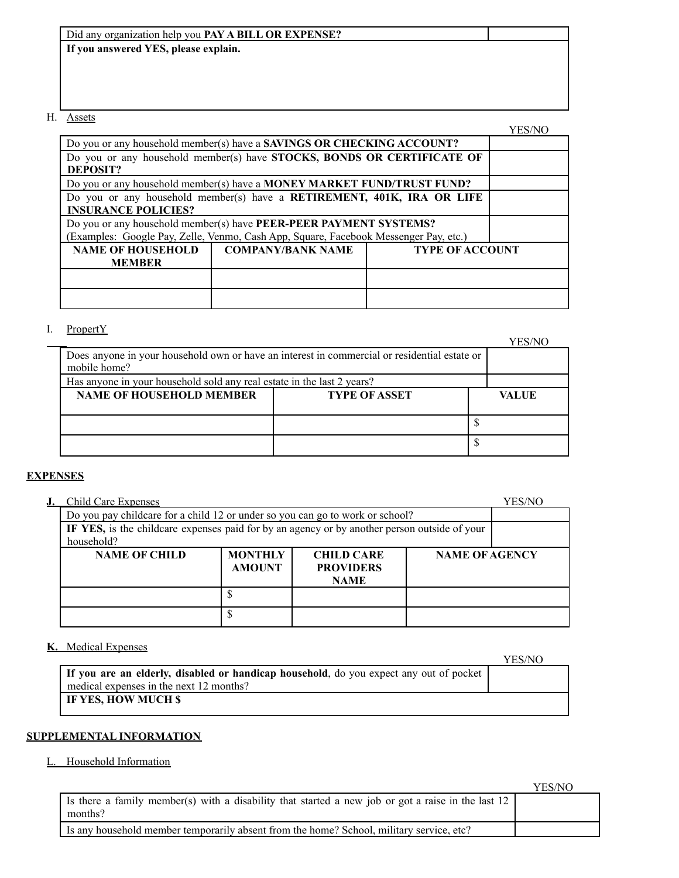| Did any organization help you **PAY A BILL OR EXPENSE?** | |
|---|---|
| **If you answered YES, please explain.** | |

H. Assets

| | YES/NO |
|---|---|
| Do you or any household member(s) have a **SAVINGS OR CHECKING ACCOUNT?** | |
| Do you or any household member(s) have **STOCKS, BONDS OR CERTIFICATE OF DEPOSIT?** | |
| Do you or any household member(s) have a **MONEY MARKET FUND/TRUST FUND?** | |
| Do you or any household member(s) have a **RETIREMENT, 401K, IRA OR LIFE INSURANCE POLICIES?** | |
| Do you or any household member(s) have **PEER-PEER PAYMENT SYSTEMS?** (Examples: Google Pay, Zelle, Venmo, Cash App, Square, Facebook Messenger Pay, etc.) | |

| NAME OF HOUSEHOLD MEMBER | COMPANY/BANK NAME | TYPE OF ACCOUNT |
|---|---|---|
| | | |
| | | |

I. PropertY

| | YES/NO |
|---|---|
| Does anyone in your household own or have an interest in commercial or residential estate or mobile home? | |
| Has anyone in your household sold any real estate in the last 2 years? | |

| NAME OF HOUSEHOLD MEMBER | TYPE OF ASSET | VALUE |
|---|---|---|
| | | $ |
| | | $ |

## EXPENSES

**J.** Child Care Expenses

| | YES/NO |
|---|---|
| Do you pay childcare for a child 12 or under so you can go to work or school? | |
| **IF YES,** is the childcare expenses paid for by an agency or by another person outside of your household? | |

| NAME OF CHILD | MONTHLY AMOUNT | CHILD CARE PROVIDERS NAME | NAME OF AGENCY |
|---|---|---|---|
| | $ | | |
| | $ | | |

**K.** Medical Expenses

| | YES/NO |
|---|---|
| **If you are an elderly, disabled or handicap household**, do you expect any out of pocket medical expenses in the next 12 months? | |
| **IF YES, HOW MUCH $** | |

## SUPPLEMENTAL INFORMATION

L. Household Information

| | YES/NO |
|---|---|
| Is there a family member(s) with a disability that started a new job or got a raise in the last 12 months? | |
| Is any household member temporarily absent from the home? School, military service, etc? | |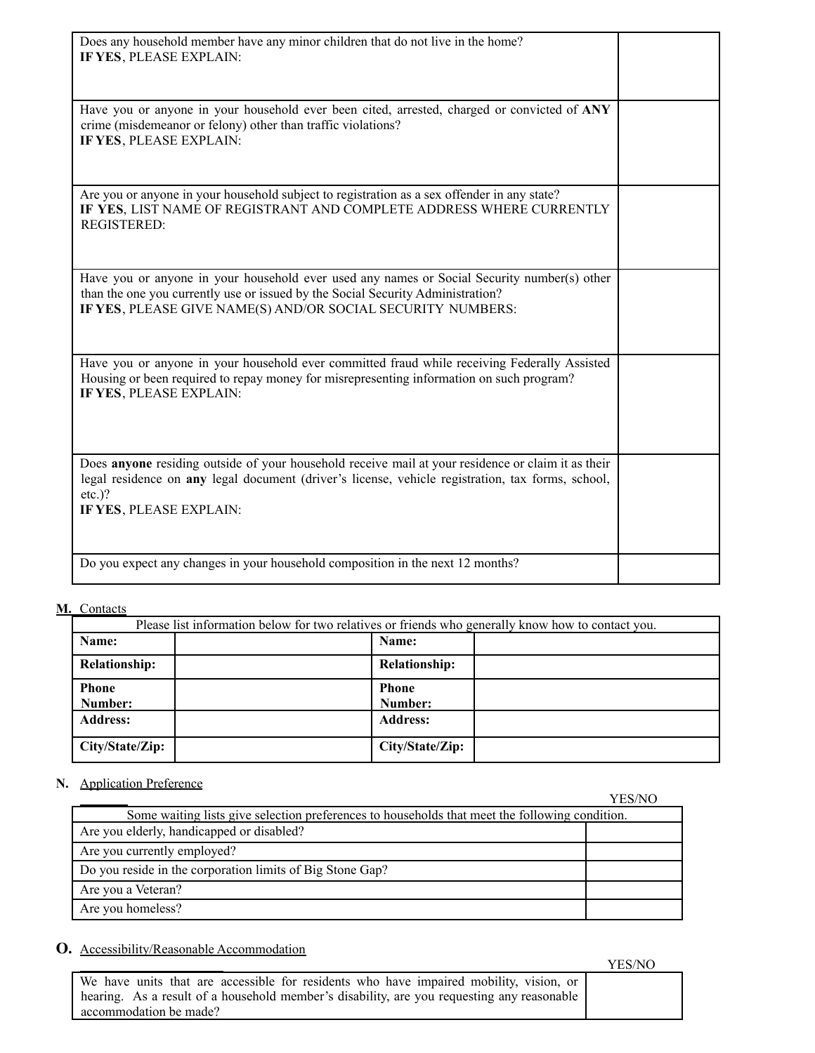| | |
|---|---|
| Does any household member have any minor children that do not live in the home?<br>**IF YES**, PLEASE EXPLAIN: | |
| Have you or anyone in your household ever been cited, arrested, charged or convicted of **ANY** crime (misdemeanor or felony) other than traffic violations?<br>**IF YES**, PLEASE EXPLAIN: | |
| Are you or anyone in your household subject to registration as a sex offender in any state?<br>**IF YES**, LIST NAME OF REGISTRANT AND COMPLETE ADDRESS WHERE CURRENTLY REGISTERED: | |
| Have you or anyone in your household ever used any names or Social Security number(s) other than the one you currently use or issued by the Social Security Administration?<br>**IF YES**, PLEASE GIVE NAME(S) AND/OR SOCIAL SECURITY NUMBERS: | |
| Have you or anyone in your household ever committed fraud while receiving Federally Assisted Housing or been required to repay money for misrepresenting information on such program?<br>**IF YES**, PLEASE EXPLAIN: | |
| Does **anyone** residing outside of your household receive mail at your residence or claim it as their legal residence on **any** legal document (driver's license, vehicle registration, tax forms, school, etc.)?<br>**IF YES**, PLEASE EXPLAIN: | |
| Do you expect any changes in your household composition in the next 12 months? | |

**M.** Contacts

| Please list information below for two relatives or friends who generally know how to contact you. | | | |
|---|---|---|---|
| **Name:** | | **Name:** | |
| **Relationship:** | | **Relationship:** | |
| **Phone Number:** | | **Phone Number:** | |
| **Address:** | | **Address:** | |
| **City/State/Zip:** | | **City/State/Zip:** | |

**N.** Application Preference

| Some waiting lists give selection preferences to households that meet the following condition. | YES/NO |
|---|---|
| Are you elderly, handicapped or disabled? | |
| Are you currently employed? | |
| Do you reside in the corporation limits of Big Stone Gap? | |
| Are you a Veteran? | |
| Are you homeless? | |

**O.** Accessibility/Reasonable Accommodation

| | YES/NO |
|---|---|
| We have units that are accessible for residents who have impaired mobility, vision, or hearing. As a result of a household member's disability, are you requesting any reasonable accommodation be made? | |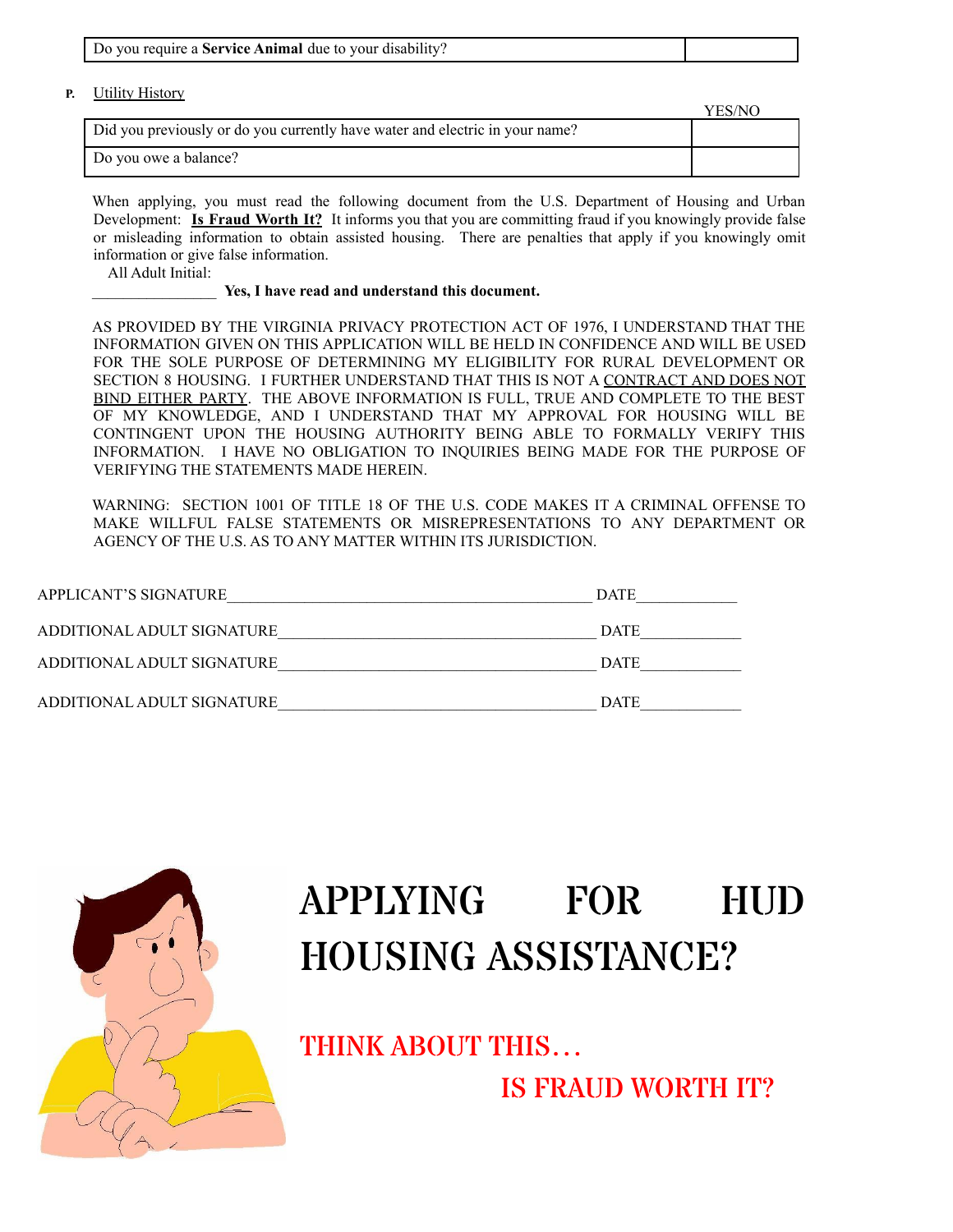| Do you require a **Service Animal** due to your disability? | |
|---|---|

**P.** Utility History

| | YES/NO |
|---|---|
| Did you previously or do you currently have water and electric in your name? | |
| Do you owe a balance? | |

When applying, you must read the following document from the U.S. Department of Housing and Urban Development: **Is Fraud Worth It?** It informs you that you are committing fraud if you knowingly provide false or misleading information to obtain assisted housing. There are penalties that apply if you knowingly omit information or give false information.

All Adult Initial:

________________ **Yes, I have read and understand this document.**

AS PROVIDED BY THE VIRGINIA PRIVACY PROTECTION ACT OF 1976, I UNDERSTAND THAT THE INFORMATION GIVEN ON THIS APPLICATION WILL BE HELD IN CONFIDENCE AND WILL BE USED FOR THE SOLE PURPOSE OF DETERMINING MY ELIGIBILITY FOR RURAL DEVELOPMENT OR SECTION 8 HOUSING. I FURTHER UNDERSTAND THAT THIS IS NOT A CONTRACT AND DOES NOT BIND EITHER PARTY. THE ABOVE INFORMATION IS FULL, TRUE AND COMPLETE TO THE BEST OF MY KNOWLEDGE, AND I UNDERSTAND THAT MY APPROVAL FOR HOUSING WILL BE CONTINGENT UPON THE HOUSING AUTHORITY BEING ABLE TO FORMALLY VERIFY THIS INFORMATION. I HAVE NO OBLIGATION TO INQUIRIES BEING MADE FOR THE PURPOSE OF VERIFYING THE STATEMENTS MADE HEREIN.

WARNING: SECTION 1001 OF TITLE 18 OF THE U.S. CODE MAKES IT A CRIMINAL OFFENSE TO MAKE WILLFUL FALSE STATEMENTS OR MISREPRESENTATIONS TO ANY DEPARTMENT OR AGENCY OF THE U.S. AS TO ANY MATTER WITHIN ITS JURISDICTION.

APPLICANT'S SIGNATURE_____________________________________________ DATE____________

ADDITIONAL ADULT SIGNATURE_______________________________________ DATE____________

ADDITIONAL ADULT SIGNATURE_______________________________________ DATE____________

ADDITIONAL ADULT SIGNATURE_______________________________________ DATE____________

# APPLYING FOR HUD HOUSING ASSISTANCE?

## THINK ABOUT THIS… IS FRAUD WORTH IT?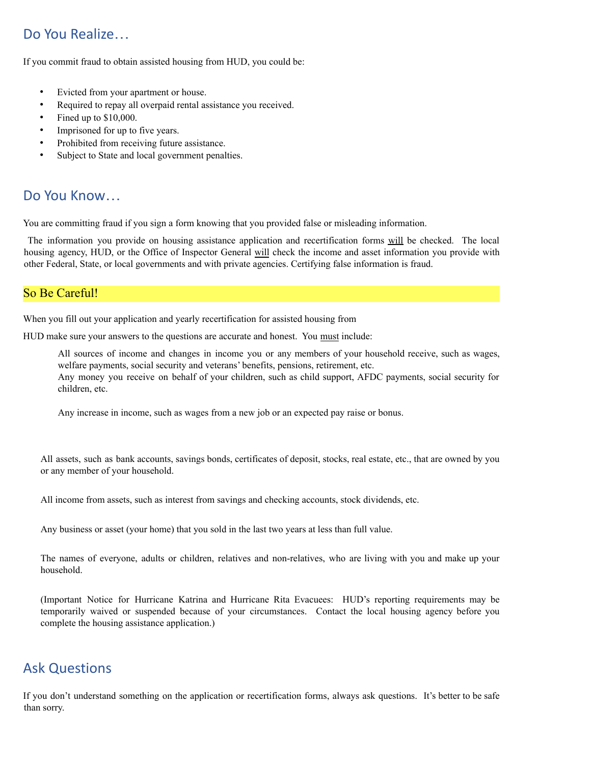## Do You Realize…

If you commit fraud to obtain assisted housing from HUD, you could be:

- Evicted from your apartment or house.
- Required to repay all overpaid rental assistance you received.
- Fined up to $10,000.
- Imprisoned for up to five years.
- Prohibited from receiving future assistance.
- Subject to State and local government penalties.

## Do You Know…

You are committing fraud if you sign a form knowing that you provided false or misleading information.

The information you provide on housing assistance application and recertification forms will be checked. The local housing agency, HUD, or the Office of Inspector General will check the income and asset information you provide with other Federal, State, or local governments and with private agencies. Certifying false information is fraud.

## So Be Careful!

When you fill out your application and yearly recertification for assisted housing from HUD make sure your answers to the questions are accurate and honest. You must include:

All sources of income and changes in income you or any members of your household receive, such as wages, welfare payments, social security and veterans' benefits, pensions, retirement, etc.

Any money you receive on behalf of your children, such as child support, AFDC payments, social security for children, etc.

Any increase in income, such as wages from a new job or an expected pay raise or bonus.

All assets, such as bank accounts, savings bonds, certificates of deposit, stocks, real estate, etc., that are owned by you or any member of your household.

All income from assets, such as interest from savings and checking accounts, stock dividends, etc.

Any business or asset (your home) that you sold in the last two years at less than full value.

The names of everyone, adults or children, relatives and non-relatives, who are living with you and make up your household.

(Important Notice for Hurricane Katrina and Hurricane Rita Evacuees: HUD's reporting requirements may be temporarily waived or suspended because of your circumstances. Contact the local housing agency before you complete the housing assistance application.)

## Ask Questions

If you don't understand something on the application or recertification forms, always ask questions. It's better to be safe than sorry.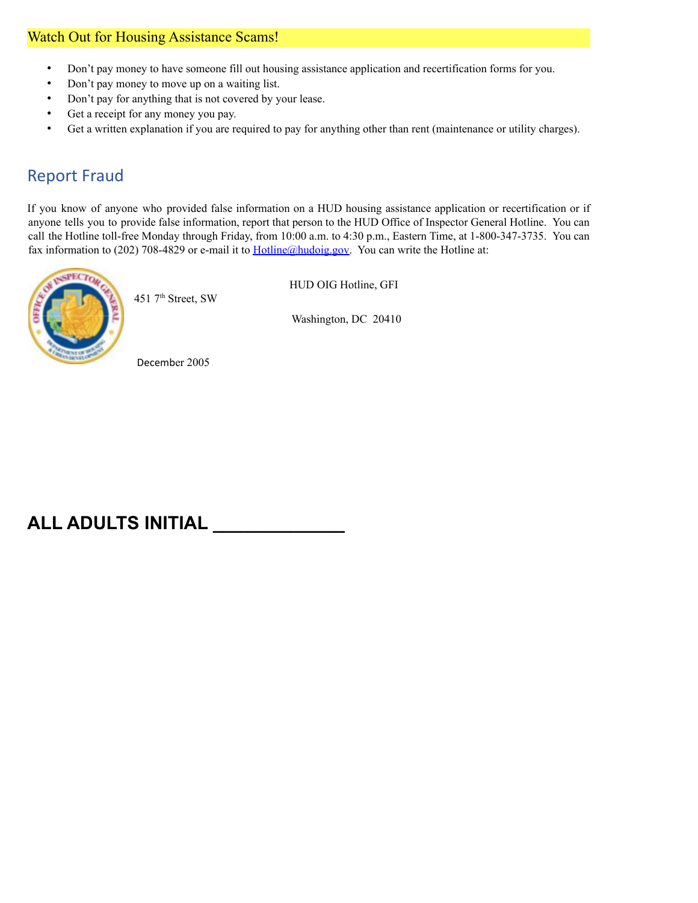## Watch Out for Housing Assistance Scams!

- Don't pay money to have someone fill out housing assistance application and recertification forms for you.
- Don't pay money to move up on a waiting list.
- Don't pay for anything that is not covered by your lease.
- Get a receipt for any money you pay.
- Get a written explanation if you are required to pay for anything other than rent (maintenance or utility charges).

## Report Fraud

If you know of anyone who provided false information on a HUD housing assistance application or recertification or if anyone tells you to provide false information, report that person to the HUD Office of Inspector General Hotline. You can call the Hotline toll-free Monday through Friday, from 10:00 a.m. to 4:30 p.m., Eastern Time, at 1-800-347-3735. You can fax information to (202) 708-4829 or e-mail it to Hotline@hudoig.gov. You can write the Hotline at:

HUD OIG Hotline, GFI
451 7th Street, SW
Washington, DC 20410

December 2005

**ALL ADULTS INITIAL \_\_\_\_\_\_\_\_\_\_\_\_\_\_**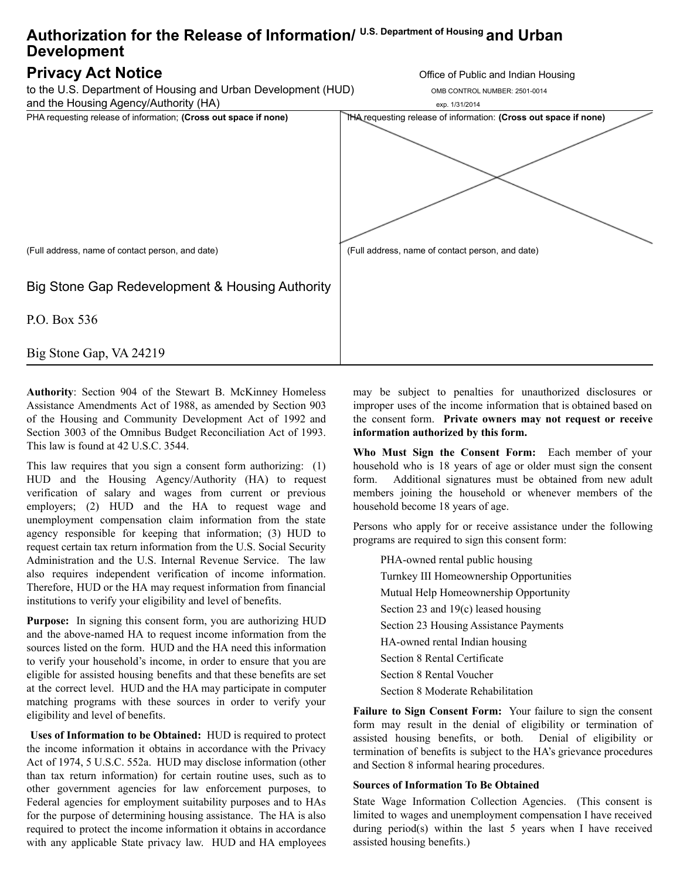# Authorization for the Release of Information/ Privacy Act Notice

U.S. Department of Housing and Urban Development

Office of Public and Indian Housing

to the U.S. Department of Housing and Urban Development (HUD) and the Housing Agency/Authority (HA)

OMB CONTROL NUMBER: 2501-0014

exp. 1/31/2014

| PHA requesting release of information; **(Cross out space if none)** | IHA requesting release of information: **(Cross out space if none)** |
|---|---|
| (Full address, name of contact person, and date) | (Full address, name of contact person, and date) |
| Big Stone Gap Redevelopment & Housing Authority<br>P.O. Box 536<br>Big Stone Gap, VA 24219 | |

**Authority**: Section 904 of the Stewart B. McKinney Homeless Assistance Amendments Act of 1988, as amended by Section 903 of the Housing and Community Development Act of 1992 and Section 3003 of the Omnibus Budget Reconciliation Act of 1993. This law is found at 42 U.S.C. 3544.

This law requires that you sign a consent form authorizing: (1) HUD and the Housing Agency/Authority (HA) to request verification of salary and wages from current or previous employers; (2) HUD and the HA to request wage and unemployment compensation claim information from the state agency responsible for keeping that information; (3) HUD to request certain tax return information from the U.S. Social Security Administration and the U.S. Internal Revenue Service. The law also requires independent verification of income information. Therefore, HUD or the HA may request information from financial institutions to verify your eligibility and level of benefits.

**Purpose:** In signing this consent form, you are authorizing HUD and the above-named HA to request income information from the sources listed on the form. HUD and the HA need this information to verify your household's income, in order to ensure that you are eligible for assisted housing benefits and that these benefits are set at the correct level. HUD and the HA may participate in computer matching programs with these sources in order to verify your eligibility and level of benefits.

**Uses of Information to be Obtained:** HUD is required to protect the income information it obtains in accordance with the Privacy Act of 1974, 5 U.S.C. 552a. HUD may disclose information (other than tax return information) for certain routine uses, such as to other government agencies for law enforcement purposes, to Federal agencies for employment suitability purposes and to HAs for the purpose of determining housing assistance. The HA is also required to protect the income information it obtains in accordance with any applicable State privacy law. HUD and HA employees may be subject to penalties for unauthorized disclosures or improper uses of the income information that is obtained based on the consent form. **Private owners may not request or receive information authorized by this form.**

**Who Must Sign the Consent Form:** Each member of your household who is 18 years of age or older must sign the consent form. Additional signatures must be obtained from new adult members joining the household or whenever members of the household become 18 years of age.

Persons who apply for or receive assistance under the following programs are required to sign this consent form:

- PHA-owned rental public housing
- Turnkey III Homeownership Opportunities
- Mutual Help Homeownership Opportunity
- Section 23 and 19(c) leased housing
- Section 23 Housing Assistance Payments
- HA-owned rental Indian housing
- Section 8 Rental Certificate
- Section 8 Rental Voucher
- Section 8 Moderate Rehabilitation

**Failure to Sign Consent Form:** Your failure to sign the consent form may result in the denial of eligibility or termination of assisted housing benefits, or both. Denial of eligibility or termination of benefits is subject to the HA's grievance procedures and Section 8 informal hearing procedures.

**Sources of Information To Be Obtained**

State Wage Information Collection Agencies. (This consent is limited to wages and unemployment compensation I have received during period(s) within the last 5 years when I have received assisted housing benefits.)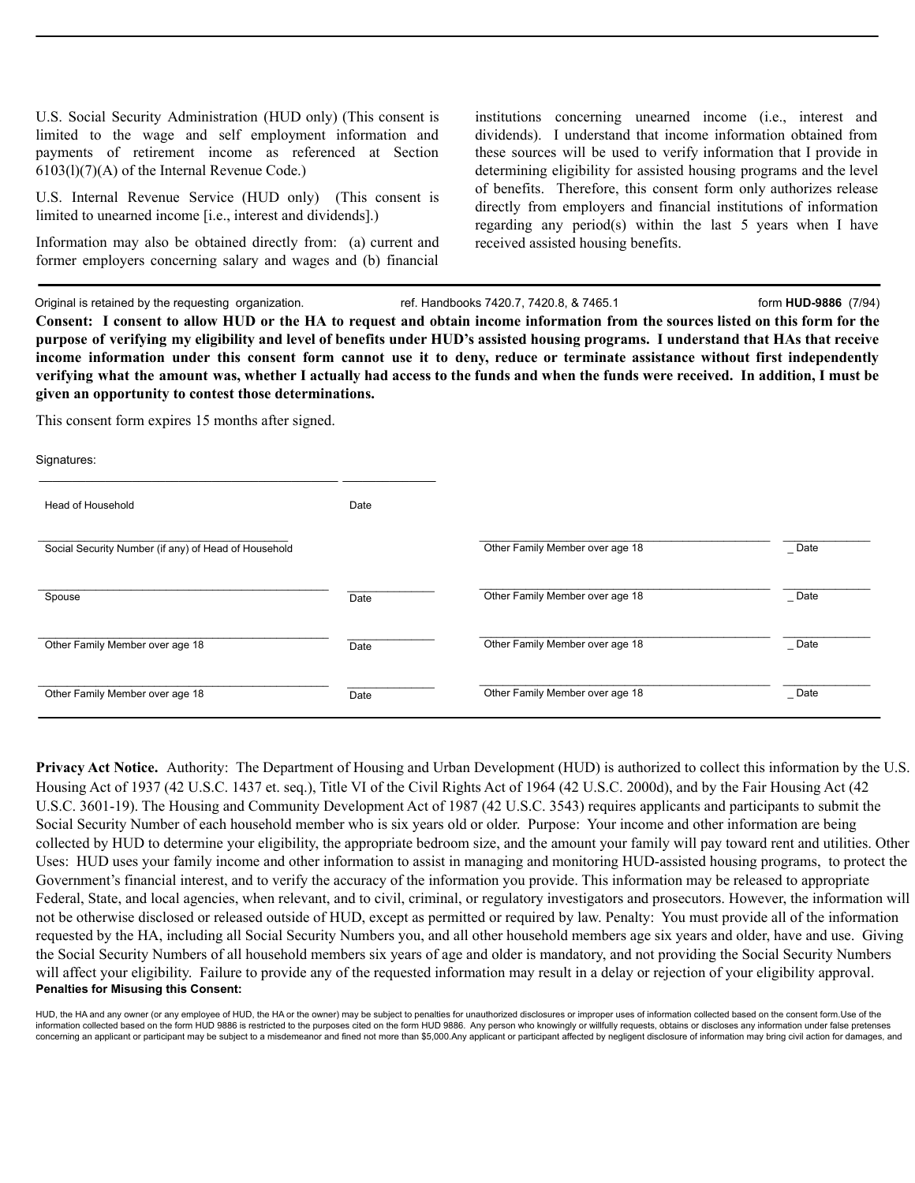U.S. Social Security Administration (HUD only) (This consent is limited to the wage and self employment information and payments of retirement income as referenced at Section 6103(l)(7)(A) of the Internal Revenue Code.)

U.S. Internal Revenue Service (HUD only) (This consent is limited to unearned income [i.e., interest and dividends].)

Information may also be obtained directly from: (a) current and former employers concerning salary and wages and (b) financial institutions concerning unearned income (i.e., interest and dividends). I understand that income information obtained from these sources will be used to verify information that I provide in determining eligibility for assisted housing programs and the level of benefits. Therefore, this consent form only authorizes release directly from employers and financial institutions of information regarding any period(s) within the last 5 years when I have received assisted housing benefits.

Original is retained by the requesting organization. ref. Handbooks 7420.7, 7420.8, & 7465.1 form **HUD-9886** (7/94)

**Consent: I consent to allow HUD or the HA to request and obtain income information from the sources listed on this form for the purpose of verifying my eligibility and level of benefits under HUD's assisted housing programs. I understand that HAs that receive income information under this consent form cannot use it to deny, reduce or terminate assistance without first independently verifying what the amount was, whether I actually had access to the funds and when the funds were received. In addition, I must be given an opportunity to contest those determinations.**

This consent form expires 15 months after signed.

Signatures:

| | | | |
|---|---|---|---|
| Head of Household | Date | | |
| Social Security Number (if any) of Head of Household | | Other Family Member over age 18 | Date |
| Spouse | Date | Other Family Member over age 18 | Date |
| Other Family Member over age 18 | Date | Other Family Member over age 18 | Date |
| Other Family Member over age 18 | Date | Other Family Member over age 18 | Date |

**Privacy Act Notice.** Authority: The Department of Housing and Urban Development (HUD) is authorized to collect this information by the U.S. Housing Act of 1937 (42 U.S.C. 1437 et. seq.), Title VI of the Civil Rights Act of 1964 (42 U.S.C. 2000d), and by the Fair Housing Act (42 U.S.C. 3601-19). The Housing and Community Development Act of 1987 (42 U.S.C. 3543) requires applicants and participants to submit the Social Security Number of each household member who is six years old or older. Purpose: Your income and other information are being collected by HUD to determine your eligibility, the appropriate bedroom size, and the amount your family will pay toward rent and utilities. Other Uses: HUD uses your family income and other information to assist in managing and monitoring HUD-assisted housing programs, to protect the Government's financial interest, and to verify the accuracy of the information you provide. This information may be released to appropriate Federal, State, and local agencies, when relevant, and to civil, criminal, or regulatory investigators and prosecutors. However, the information will not be otherwise disclosed or released outside of HUD, except as permitted or required by law. Penalty: You must provide all of the information requested by the HA, including all Social Security Numbers you, and all other household members age six years and older, have and use. Giving the Social Security Numbers of all household members six years of age and older is mandatory, and not providing the Social Security Numbers will affect your eligibility. Failure to provide any of the requested information may result in a delay or rejection of your eligibility approval.

**Penalties for Misusing this Consent:**

HUD, the HA and any owner (or any employee of HUD, the HA or the owner) may be subject to penalties for unauthorized disclosures or improper uses of information collected based on the consent form.Use of the information collected based on the form HUD 9886 is restricted to the purposes cited on the form HUD 9886. Any person who knowingly or willfully requests, obtains or discloses any information under false pretenses concerning an applicant or participant may be subject to a misdemeanor and fined not more than $5,000.Any applicant or participant affected by negligent disclosure of information may bring civil action for damages, and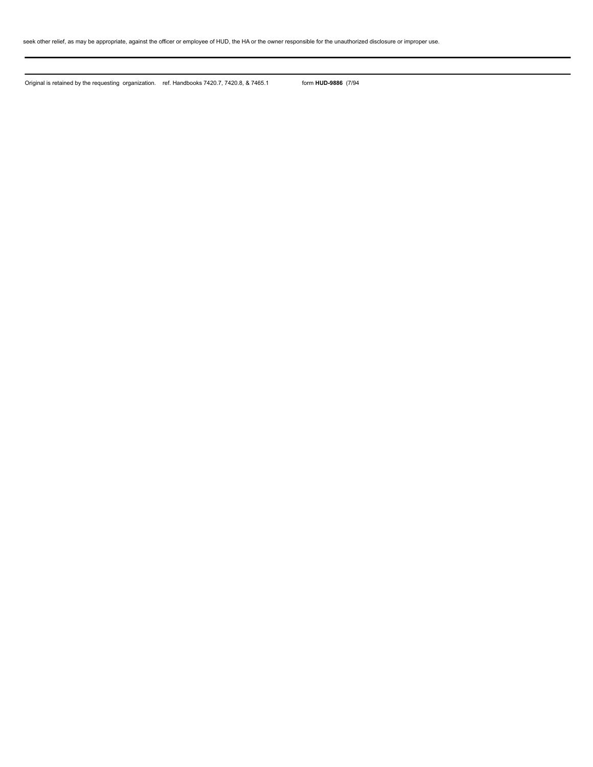seek other relief, as may be appropriate, against the officer or employee of HUD, the HA or the owner responsible for the unauthorized disclosure or improper use.

---

Original is retained by the requesting organization. ref. Handbooks 7420.7, 7420.8, & 7465.1 form **HUD-9886** (7/94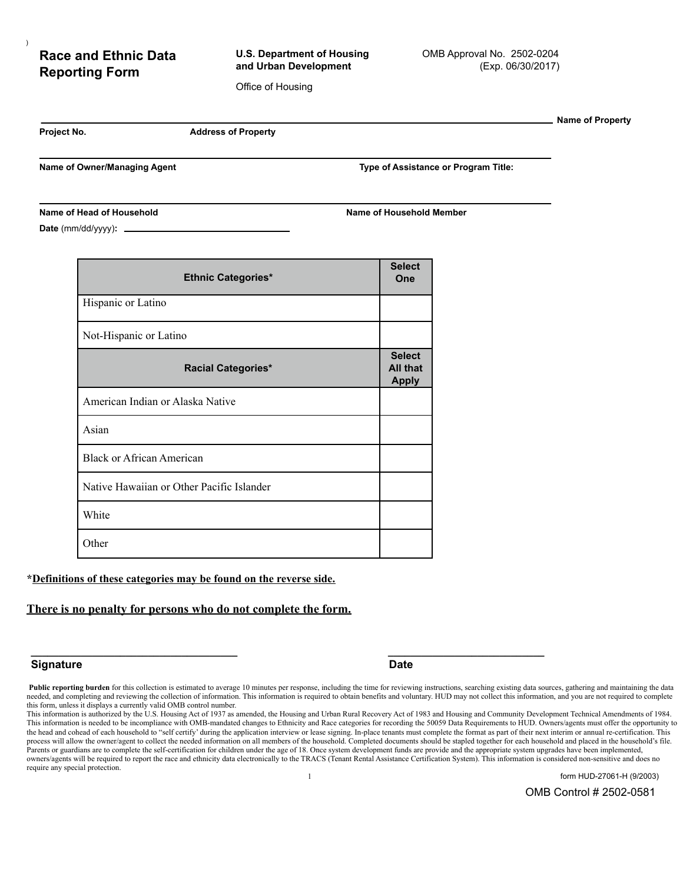# Race and Ethnic Data Reporting Form

**U.S. Department of Housing and Urban Development**

Office of Housing

OMB Approval No. 2502-0204
(Exp. 06/30/2017)

**Name of Property**

**Project No.** **Address of Property**

**Name of Owner/Managing Agent** **Type of Assistance or Program Title:**

**Name of Head of Household** **Name of Household Member**

**Date** (mm/dd/yyyy)**:** ______________________

| **Ethnic Categories*** | **Select One** |
|---|---|
| Hispanic or Latino | |
| Not-Hispanic or Latino | |
| **Racial Categories*** | **Select All that Apply** |
| American Indian or Alaska Native | |
| Asian | |
| Black or African American | |
| Native Hawaiian or Other Pacific Islander | |
| White | |
| Other | |

***Definitions of these categories may be found on the reverse side.**

**There is no penalty for persons who do not complete the form.**

______________________ ______________________
**Signature** **Date**

**Public reporting burden** for this collection is estimated to average 10 minutes per response, including the time for reviewing instructions, searching existing data sources, gathering and maintaining the data needed, and completing and reviewing the collection of information. This information is required to obtain benefits and voluntary. HUD may not collect this information, and you are not required to complete this form, unless it displays a currently valid OMB control number.
This information is authorized by the U.S. Housing Act of 1937 as amended, the Housing and Urban Rural Recovery Act of 1983 and Housing and Community Development Technical Amendments of 1984. This information is needed to be incompliance with OMB-mandated changes to Ethnicity and Race categories for recording the 50059 Data Requirements to HUD. Owners/agents must offer the opportunity to the head and cohead of each household to "self certify' during the application interview or lease signing. In-place tenants must complete the format as part of their next interim or annual re-certification. This process will allow the owner/agent to collect the needed information on all members of the household. Completed documents should be stapled together for each household and placed in the household's file. Parents or guardians are to complete the self-certification for children under the age of 18. Once system development funds are provide and the appropriate system upgrades have been implemented, owners/agents will be required to report the race and ethnicity data electronically to the TRACS (Tenant Rental Assistance Certification System). This information is considered non-sensitive and does no require any special protection.

form HUD-27061-H (9/2003)

OMB Control # 2502-0581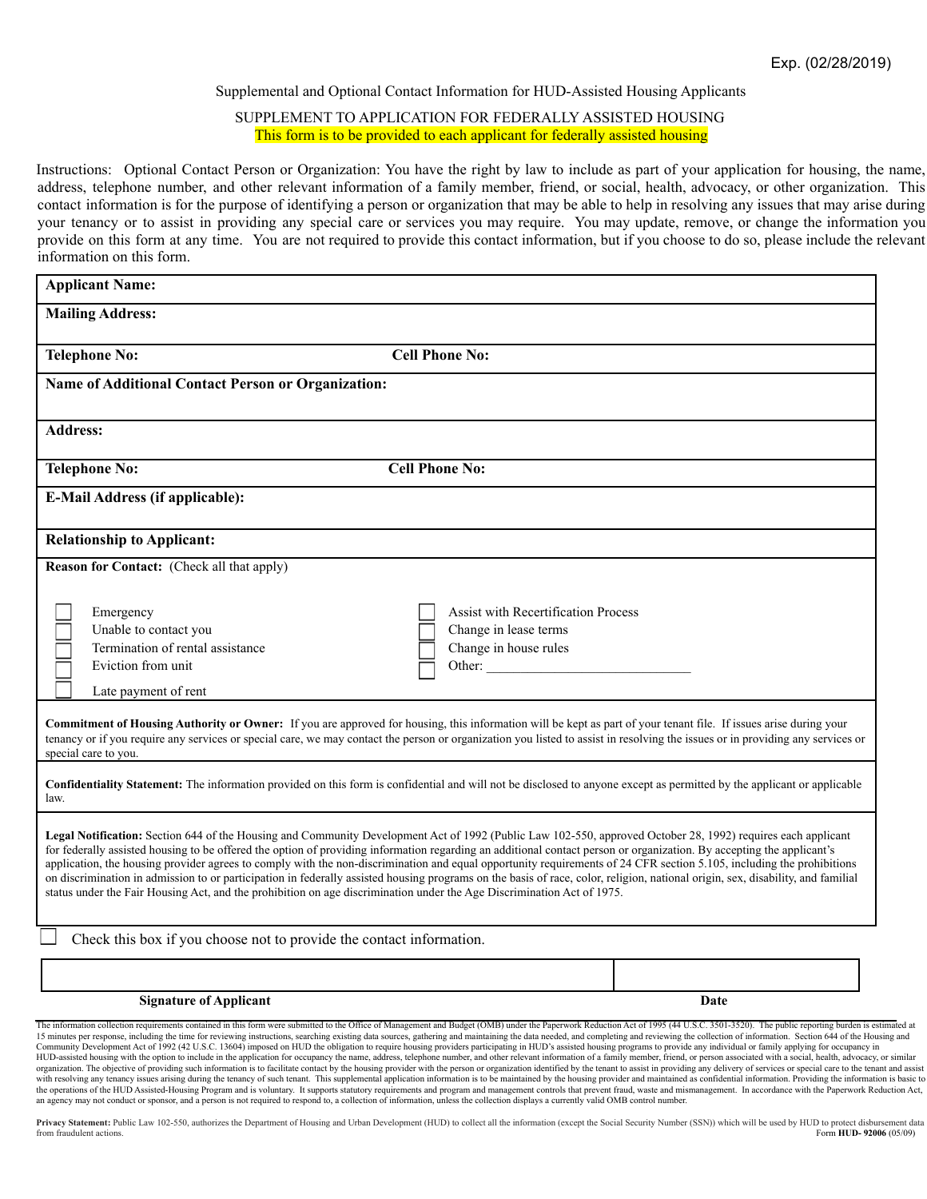Exp. (02/28/2019)

Supplemental and Optional Contact Information for HUD-Assisted Housing Applicants

SUPPLEMENT TO APPLICATION FOR FEDERALLY ASSISTED HOUSING

This form is to be provided to each applicant for federally assisted housing

Instructions: Optional Contact Person or Organization: You have the right by law to include as part of your application for housing, the name, address, telephone number, and other relevant information of a family member, friend, or social, health, advocacy, or other organization. This contact information is for the purpose of identifying a person or organization that may be able to help in resolving any issues that may arise during your tenancy or to assist in providing any special care or services you may require. You may update, remove, or change the information you provide on this form at any time. You are not required to provide this contact information, but if you choose to do so, please include the relevant information on this form.

| | |
|---|---|
| **Applicant Name:** | |
| **Mailing Address:** | |
| **Telephone No:** | **Cell Phone No:** |
| **Name of Additional Contact Person or Organization:** | |
| **Address:** | |
| **Telephone No:** | **Cell Phone No:** |
| **E-Mail Address (if applicable):** | |
| **Relationship to Applicant:** | |

**Reason for Contact:** (Check all that apply)

- ☐ Emergency
- ☐ Unable to contact you
- ☐ Termination of rental assistance
- ☐ Eviction from unit
- ☐ Late payment of rent
- ☐ Assist with Recertification Process
- ☐ Change in lease terms
- ☐ Change in house rules
- ☐ Other: ______________________________

**Commitment of Housing Authority or Owner:** If you are approved for housing, this information will be kept as part of your tenant file. If issues arise during your tenancy or if you require any services or special care, we may contact the person or organization you listed to assist in resolving the issues or in providing any services or special care to you.

**Confidentiality Statement:** The information provided on this form is confidential and will not be disclosed to anyone except as permitted by the applicant or applicable law.

**Legal Notification:** Section 644 of the Housing and Community Development Act of 1992 (Public Law 102-550, approved October 28, 1992) requires each applicant for federally assisted housing to be offered the option of providing information regarding an additional contact person or organization. By accepting the applicant's application, the housing provider agrees to comply with the non-discrimination and equal opportunity requirements of 24 CFR section 5.105, including the prohibitions on discrimination in admission to or participation in federally assisted housing programs on the basis of race, color, religion, national origin, sex, disability, and familial status under the Fair Housing Act, and the prohibition on age discrimination under the Age Discrimination Act of 1975.

☐ Check this box if you choose not to provide the contact information.

| | |
|---|---|
| | |
| **Signature of Applicant** | **Date** |

The information collection requirements contained in this form were submitted to the Office of Management and Budget (OMB) under the Paperwork Reduction Act of 1995 (44 U.S.C. 3501-3520). The public reporting burden is estimated at 15 minutes per response, including the time for reviewing instructions, searching existing data sources, gathering and maintaining the data needed, and completing and reviewing the collection of information. Section 644 of the Housing and Community Development Act of 1992 (42 U.S.C. 13604) imposed on HUD the obligation to require housing providers participating in HUD's assisted housing programs to provide any individual or family applying for occupancy in HUD-assisted housing with the option to include in the application for occupancy the name, address, telephone number, and other relevant information of a family member, friend, or person associated with a social, health, advocacy, or similar organization. The objective of providing such information is to facilitate contact by the housing provider with the person or organization identified by the tenant to assist in providing any delivery of services or special care to the tenant and assist with resolving any tenancy issues arising during the tenancy of such tenant. This supplemental application information is to be maintained by the housing provider and maintained as confidential information. Providing the information is basic to the operations of the HUD Assisted-Housing Program and is voluntary. It supports statutory requirements and program and management controls that prevent fraud, waste and mismanagement. In accordance with the Paperwork Reduction Act, an agency may not conduct or sponsor, and a person is not required to respond to, a collection of information, unless the collection displays a currently valid OMB control number.

**Privacy Statement:** Public Law 102-550, authorizes the Department of Housing and Urban Development (HUD) to collect all the information (except the Social Security Number (SSN)) which will be used by HUD to protect disbursement data from fraudulent actions.

Form **HUD- 92006** (05/09)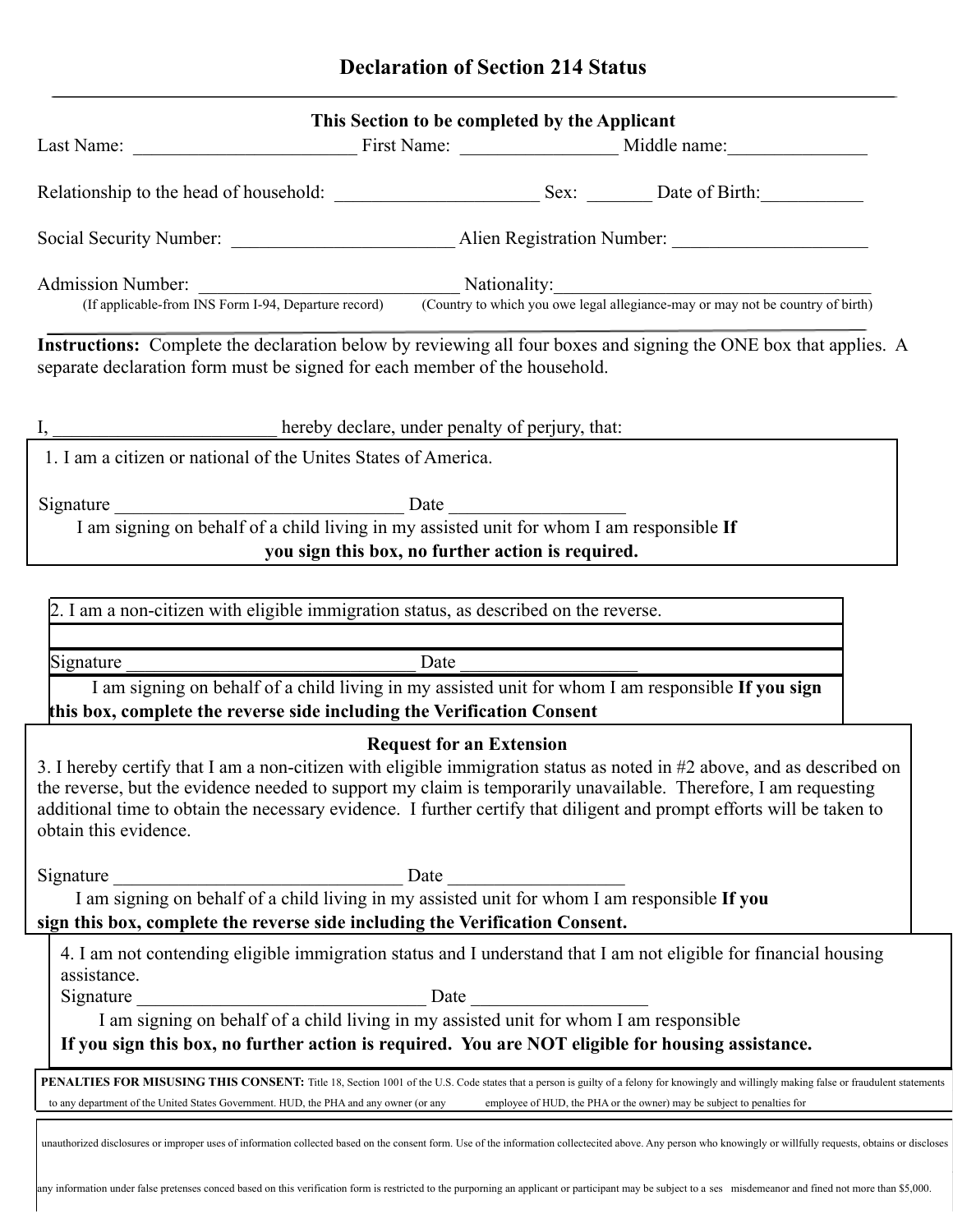# Declaration of Section 214 Status

**This Section to be completed by the Applicant**

Last Name: ________________________ First Name: _________________ Middle name:_______________

Relationship to the head of household: ______________________ Sex: _______ Date of Birth:___________

Social Security Number: ________________________ Alien Registration Number: _____________________

Admission Number: ____________________________ Nationality:___________________________________
(If applicable-from INS Form I-94, Departure record) (Country to which you owe legal allegiance-may or may not be country of birth)

**Instructions:** Complete the declaration below by reviewing all four boxes and signing the ONE box that applies. A separate declaration form must be signed for each member of the household.

I, ________________________ hereby declare, under penalty of perjury, that:

1. I am a citizen or national of the Unites States of America.

Signature ______________________________ Date __________________

I am signing on behalf of a child living in my assisted unit for whom I am responsible **If you sign this box, no further action is required.**

2. I am a non-citizen with eligible immigration status, as described on the reverse.

Signature ______________________________ Date __________________

I am signing on behalf of a child living in my assisted unit for whom I am responsible **If you sign this box, complete the reverse side including the Verification Consent**

**Request for an Extension**

3. I hereby certify that I am a non-citizen with eligible immigration status as noted in #2 above, and as described on the reverse, but the evidence needed to support my claim is temporarily unavailable. Therefore, I am requesting additional time to obtain the necessary evidence. I further certify that diligent and prompt efforts will be taken to obtain this evidence.

Signature ______________________________ Date __________________

I am signing on behalf of a child living in my assisted unit for whom I am responsible **If you sign this box, complete the reverse side including the Verification Consent.**

4. I am not contending eligible immigration status and I understand that I am not eligible for financial housing assistance.

Signature ______________________________ Date __________________

I am signing on behalf of a child living in my assisted unit for whom I am responsible

**If you sign this box, no further action is required. You are NOT eligible for housing assistance.**

**PENALTIES FOR MISUSING THIS CONSENT:** Title 18, Section 1001 of the U.S. Code states that a person is guilty of a felony for knowingly and willingly making false or fraudulent statements to any department of the United States Government. HUD, the PHA and any owner (or any employee of HUD, the PHA or the owner) may be subject to penalties for

unauthorized disclosures or improper uses of information collected based on the consent form. Use of the information collectecited above. Any person who knowingly or willfully requests, obtains or discloses

any information under false pretenses conced based on this verification form is restricted to the purporning an applicant or participant may be subject to a ses misdemeanor and fined not more than $5,000.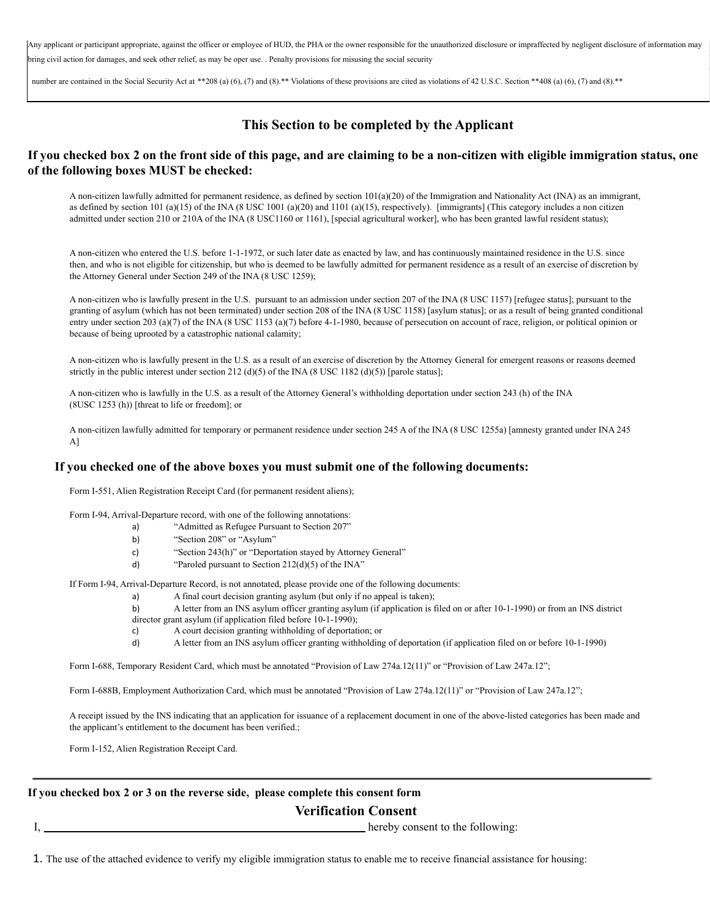Any applicant or participant appropriate, against the officer or employee of HUD, the PHA or the owner responsible for the unauthorized disclosure or impraffected by negligent disclosure of information may bring civil action for damages, and seek other relief, as may be oper use. . Penalty provisions for misusing the social security

number are contained in the Social Security Act at **208 (a) (6), (7) and (8).** Violations of these provisions are cited as violations of 42 U.S.C. Section **408 (a) (6), (7) and (8).**

## This Section to be completed by the Applicant

### If you checked box 2 on the front side of this page, and are claiming to be a non-citizen with eligible immigration status, one of the following boxes MUST be checked:

A non-citizen lawfully admitted for permanent residence, as defined by section 101(a)(20) of the Immigration and Nationality Act (INA) as an immigrant, as defined by section 101 (a)(15) of the INA (8 USC 1001 (a)(20) and 1101 (a)(15), respectively). [immigrants] (This category includes a non citizen admitted under section 210 or 210A of the INA (8 USC1160 or 1161), [special agricultural worker], who has been granted lawful resident status);

A non-citizen who entered the U.S. before 1-1-1972, or such later date as enacted by law, and has continuously maintained residence in the U.S. since then, and who is not eligible for citizenship, but who is deemed to be lawfully admitted for permanent residence as a result of an exercise of discretion by the Attorney General under Section 249 of the INA (8 USC 1259);

A non-citizen who is lawfully present in the U.S. pursuant to an admission under section 207 of the INA (8 USC 1157) [refugee status]; pursuant to the granting of asylum (which has not been terminated) under section 208 of the INA (8 USC 1158) [asylum status]; or as a result of being granted conditional entry under section 203 (a)(7) of the INA (8 USC 1153 (a)(7) before 4-1-1980, because of persecution on account of race, religion, or political opinion or because of being uprooted by a catastrophic national calamity;

A non-citizen who is lawfully present in the U.S. as a result of an exercise of discretion by the Attorney General for emergent reasons or reasons deemed strictly in the public interest under section 212 (d)(5) of the INA (8 USC 1182 (d)(5)) [parole status];

A non-citizen who is lawfully in the U.S. as a result of the Attorney General's withholding deportation under section 243 (h) of the INA (8USC 1253 (h)) [threat to life or freedom]; or

A non-citizen lawfully admitted for temporary or permanent residence under section 245 A of the INA (8 USC 1255a) [amnesty granted under INA 245 A]

### If you checked one of the above boxes you must submit one of the following documents:

Form I-551, Alien Registration Receipt Card (for permanent resident aliens);

Form I-94, Arrival-Departure record, with one of the following annotations:

a) "Admitted as Refugee Pursuant to Section 207"
b) "Section 208" or "Asylum"
c) "Section 243(h)" or "Deportation stayed by Attorney General"
d) "Paroled pursuant to Section 212(d)(5) of the INA"

If Form I-94, Arrival-Departure Record, is not annotated, please provide one of the following documents:

a) A final court decision granting asylum (but only if no appeal is taken);
b) A letter from an INS asylum officer granting asylum (if application is filed on or after 10-1-1990) or from an INS district director grant asylum (if application filed before 10-1-1990);
c) A court decision granting withholding of deportation; or
d) A letter from an INS asylum officer granting withholding of deportation (if application filed on or before 10-1-1990)

Form I-688, Temporary Resident Card, which must be annotated "Provision of Law 274a.12(11)" or "Provision of Law 247a.12";

Form I-688B, Employment Authorization Card, which must be annotated "Provision of Law 274a.12(11)" or "Provision of Law 247a.12";

A receipt issued by the INS indicating that an application for issuance of a replacement document in one of the above-listed categories has been made and the applicant's entitlement to the document has been verified.;

Form I-152, Alien Registration Receipt Card.

---

**If you checked box 2 or 3 on the reverse side, please complete this consent form**

## Verification Consent

I, ______________________________ hereby consent to the following:

1. The use of the attached evidence to verify my eligible immigration status to enable me to receive financial assistance for housing: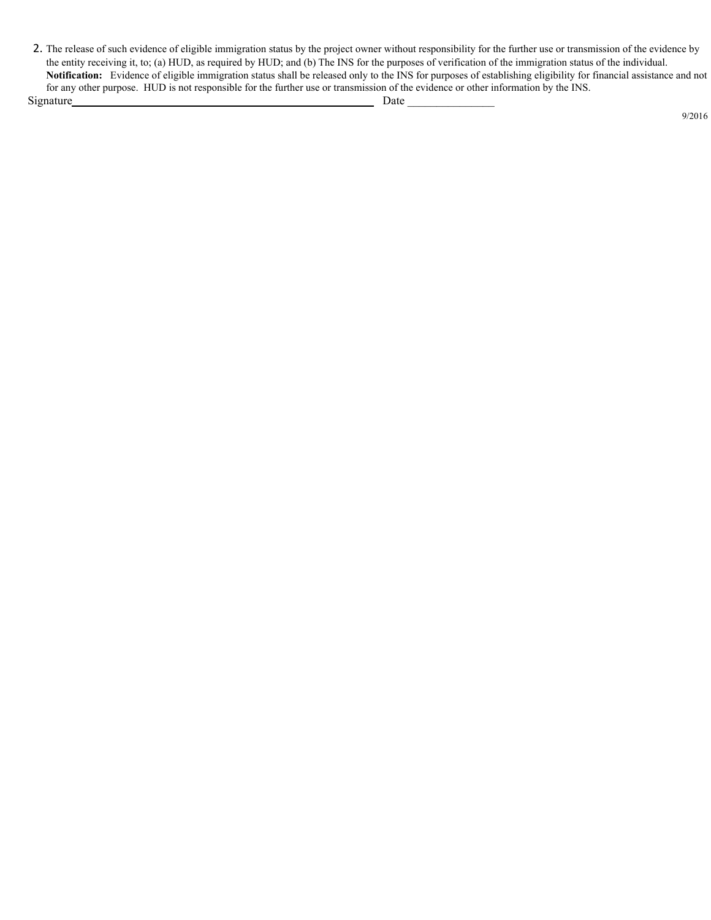2. The release of such evidence of eligible immigration status by the project owner without responsibility for the further use or transmission of the evidence by the entity receiving it, to; (a) HUD, as required by HUD; and (b) The INS for the purposes of verification of the immigration status of the individual.

   **Notification:** Evidence of eligible immigration status shall be released only to the INS for purposes of establishing eligibility for financial assistance and not for any other purpose. HUD is not responsible for the further use or transmission of the evidence or other information by the INS.

Signature_______________________________________________ Date _______________

9/2016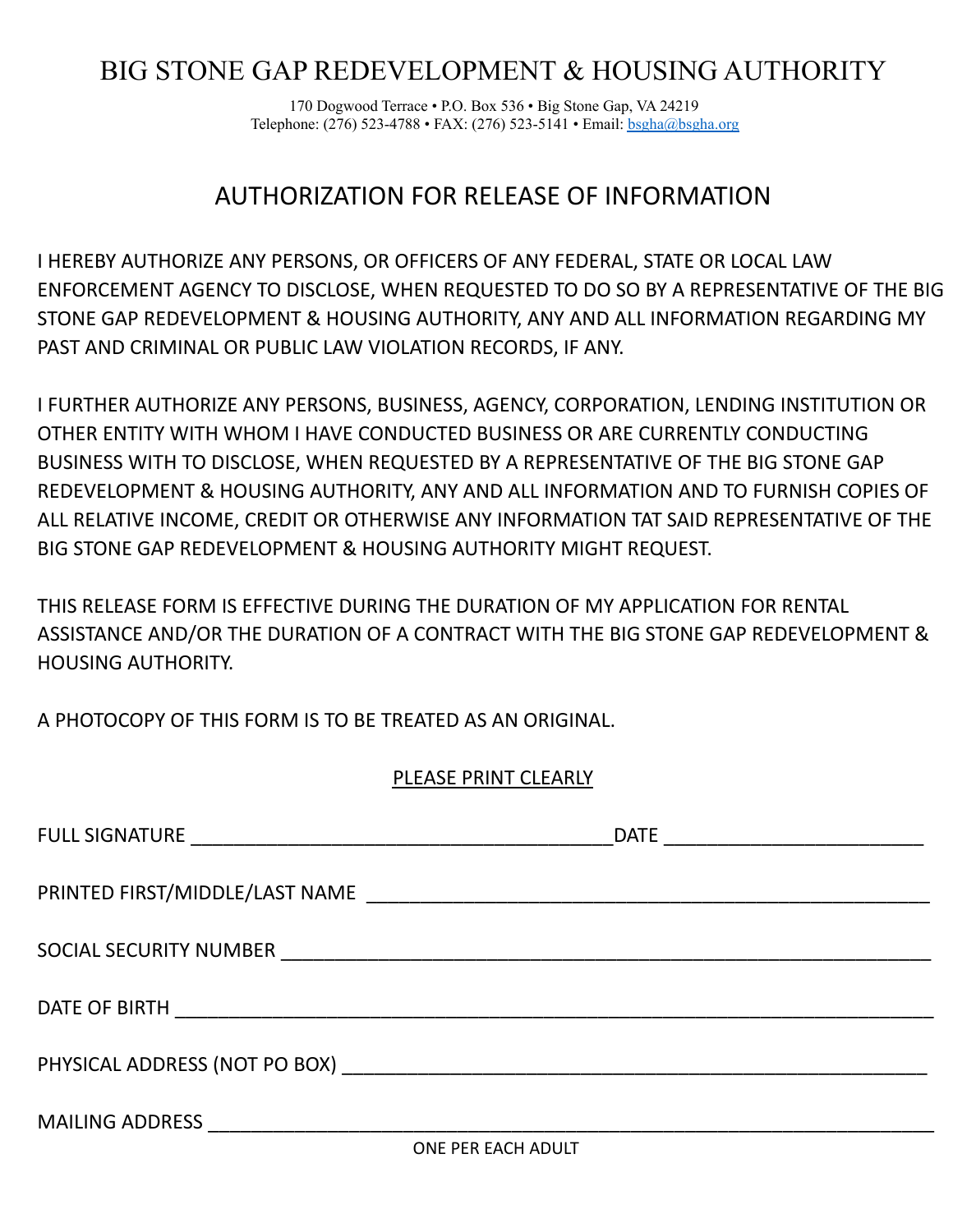# BIG STONE GAP REDEVELOPMENT & HOUSING AUTHORITY

170 Dogwood Terrace • P.O. Box 536 • Big Stone Gap, VA 24219
Telephone: (276) 523-4788 • FAX: (276) 523-5141 • Email: bsgha@bsgha.org

## AUTHORIZATION FOR RELEASE OF INFORMATION

I HEREBY AUTHORIZE ANY PERSONS, OR OFFICERS OF ANY FEDERAL, STATE OR LOCAL LAW ENFORCEMENT AGENCY TO DISCLOSE, WHEN REQUESTED TO DO SO BY A REPRESENTATIVE OF THE BIG STONE GAP REDEVELOPMENT & HOUSING AUTHORITY, ANY AND ALL INFORMATION REGARDING MY PAST AND CRIMINAL OR PUBLIC LAW VIOLATION RECORDS, IF ANY.

I FURTHER AUTHORIZE ANY PERSONS, BUSINESS, AGENCY, CORPORATION, LENDING INSTITUTION OR OTHER ENTITY WITH WHOM I HAVE CONDUCTED BUSINESS OR ARE CURRENTLY CONDUCTING BUSINESS WITH TO DISCLOSE, WHEN REQUESTED BY A REPRESENTATIVE OF THE BIG STONE GAP REDEVELOPMENT & HOUSING AUTHORITY, ANY AND ALL INFORMATION AND TO FURNISH COPIES OF ALL RELATIVE INCOME, CREDIT OR OTHERWISE ANY INFORMATION TAT SAID REPRESENTATIVE OF THE BIG STONE GAP REDEVELOPMENT & HOUSING AUTHORITY MIGHT REQUEST.

THIS RELEASE FORM IS EFFECTIVE DURING THE DURATION OF MY APPLICATION FOR RENTAL ASSISTANCE AND/OR THE DURATION OF A CONTRACT WITH THE BIG STONE GAP REDEVELOPMENT & HOUSING AUTHORITY.

A PHOTOCOPY OF THIS FORM IS TO BE TREATED AS AN ORIGINAL.

PLEASE PRINT CLEARLY

FULL SIGNATURE ________________________________________ DATE ________________________

PRINTED FIRST/MIDDLE/LAST NAME ____________________________________________________

SOCIAL SECURITY NUMBER __________________________________________________________

DATE OF BIRTH _________________________________________________________________

PHYSICAL ADDRESS (NOT PO BOX) ____________________________________________________

MAILING ADDRESS ________________________________________________________________

ONE PER EACH ADULT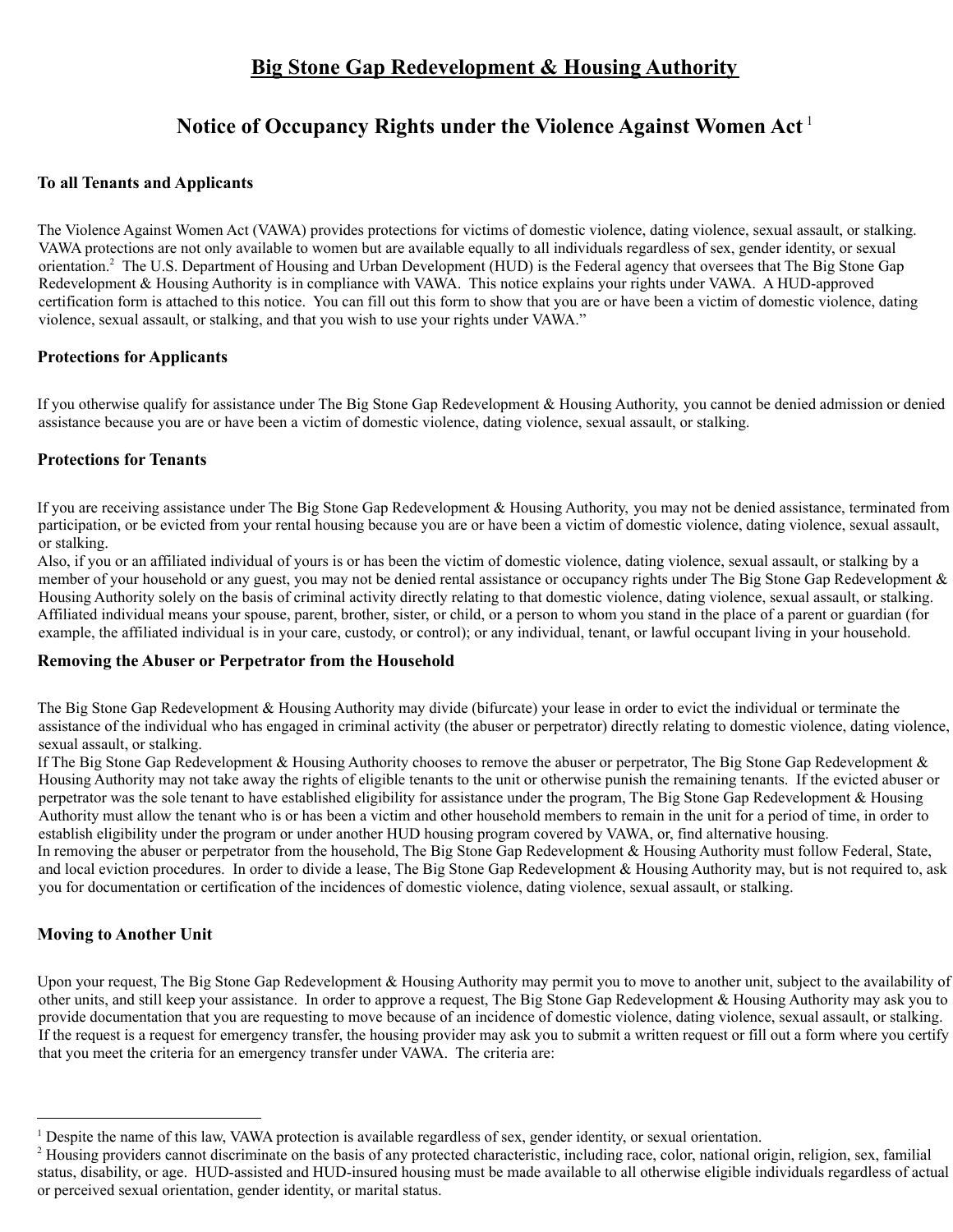# Big Stone Gap Redevelopment & Housing Authority

## Notice of Occupancy Rights under the Violence Against Women Act [1]

### To all Tenants and Applicants

The Violence Against Women Act (VAWA) provides protections for victims of domestic violence, dating violence, sexual assault, or stalking. VAWA protections are not only available to women but are available equally to all individuals regardless of sex, gender identity, or sexual orientation.[2] The U.S. Department of Housing and Urban Development (HUD) is the Federal agency that oversees that The Big Stone Gap Redevelopment & Housing Authority is in compliance with VAWA. This notice explains your rights under VAWA. A HUD-approved certification form is attached to this notice. You can fill out this form to show that you are or have been a victim of domestic violence, dating violence, sexual assault, or stalking, and that you wish to use your rights under VAWA."

### Protections for Applicants

If you otherwise qualify for assistance under The Big Stone Gap Redevelopment & Housing Authority, you cannot be denied admission or denied assistance because you are or have been a victim of domestic violence, dating violence, sexual assault, or stalking.

### Protections for Tenants

If you are receiving assistance under The Big Stone Gap Redevelopment & Housing Authority, you may not be denied assistance, terminated from participation, or be evicted from your rental housing because you are or have been a victim of domestic violence, dating violence, sexual assault, or stalking.

Also, if you or an affiliated individual of yours is or has been the victim of domestic violence, dating violence, sexual assault, or stalking by a member of your household or any guest, you may not be denied rental assistance or occupancy rights under The Big Stone Gap Redevelopment & Housing Authority solely on the basis of criminal activity directly relating to that domestic violence, dating violence, sexual assault, or stalking.

Affiliated individual means your spouse, parent, brother, sister, or child, or a person to whom you stand in the place of a parent or guardian (for example, the affiliated individual is in your care, custody, or control); or any individual, tenant, or lawful occupant living in your household.

### Removing the Abuser or Perpetrator from the Household

The Big Stone Gap Redevelopment & Housing Authority may divide (bifurcate) your lease in order to evict the individual or terminate the assistance of the individual who has engaged in criminal activity (the abuser or perpetrator) directly relating to domestic violence, dating violence, sexual assault, or stalking.

If The Big Stone Gap Redevelopment & Housing Authority chooses to remove the abuser or perpetrator, The Big Stone Gap Redevelopment & Housing Authority may not take away the rights of eligible tenants to the unit or otherwise punish the remaining tenants. If the evicted abuser or perpetrator was the sole tenant to have established eligibility for assistance under the program, The Big Stone Gap Redevelopment & Housing Authority must allow the tenant who is or has been a victim and other household members to remain in the unit for a period of time, in order to establish eligibility under the program or under another HUD housing program covered by VAWA, or, find alternative housing.

In removing the abuser or perpetrator from the household, The Big Stone Gap Redevelopment & Housing Authority must follow Federal, State, and local eviction procedures. In order to divide a lease, The Big Stone Gap Redevelopment & Housing Authority may, but is not required to, ask you for documentation or certification of the incidences of domestic violence, dating violence, sexual assault, or stalking.

### Moving to Another Unit

Upon your request, The Big Stone Gap Redevelopment & Housing Authority may permit you to move to another unit, subject to the availability of other units, and still keep your assistance. In order to approve a request, The Big Stone Gap Redevelopment & Housing Authority may ask you to provide documentation that you are requesting to move because of an incidence of domestic violence, dating violence, sexual assault, or stalking. If the request is a request for emergency transfer, the housing provider may ask you to submit a written request or fill out a form where you certify that you meet the criteria for an emergency transfer under VAWA. The criteria are:

---

[1] Despite the name of this law, VAWA protection is available regardless of sex, gender identity, or sexual orientation.

[2] Housing providers cannot discriminate on the basis of any protected characteristic, including race, color, national origin, religion, sex, familial status, disability, or age. HUD-assisted and HUD-insured housing must be made available to all otherwise eligible individuals regardless of actual or perceived sexual orientation, gender identity, or marital status.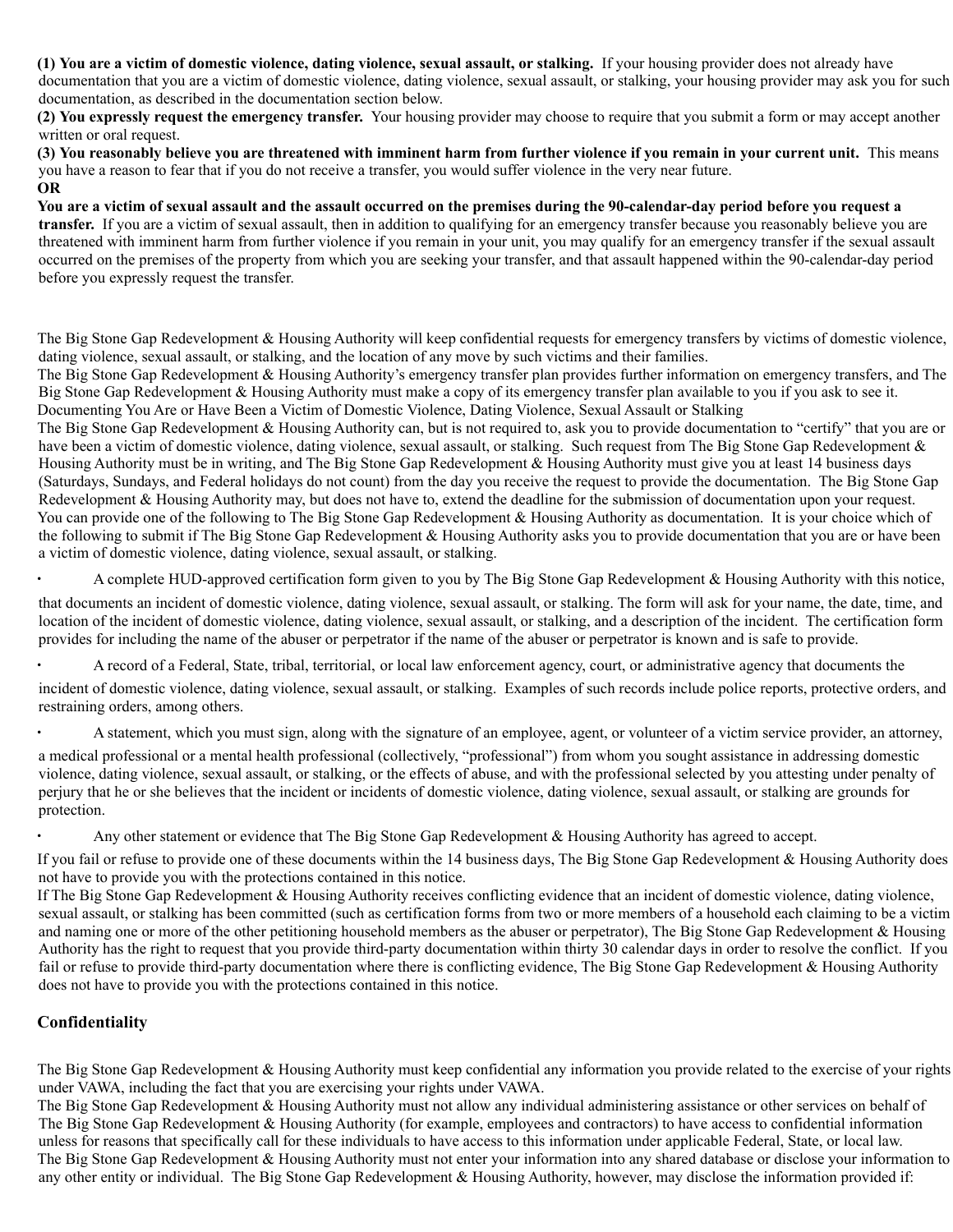**(1) You are a victim of domestic violence, dating violence, sexual assault, or stalking.** If your housing provider does not already have documentation that you are a victim of domestic violence, dating violence, sexual assault, or stalking, your housing provider may ask you for such documentation, as described in the documentation section below.

**(2) You expressly request the emergency transfer.** Your housing provider may choose to require that you submit a form or may accept another written or oral request.

**(3) You reasonably believe you are threatened with imminent harm from further violence if you remain in your current unit.** This means you have a reason to fear that if you do not receive a transfer, you would suffer violence in the very near future.

**OR**

**You are a victim of sexual assault and the assault occurred on the premises during the 90-calendar-day period before you request a transfer.** If you are a victim of sexual assault, then in addition to qualifying for an emergency transfer because you reasonably believe you are threatened with imminent harm from further violence if you remain in your unit, you may qualify for an emergency transfer if the sexual assault occurred on the premises of the property from which you are seeking your transfer, and that assault happened within the 90-calendar-day period before you expressly request the transfer.

The Big Stone Gap Redevelopment & Housing Authority will keep confidential requests for emergency transfers by victims of domestic violence, dating violence, sexual assault, or stalking, and the location of any move by such victims and their families.

The Big Stone Gap Redevelopment & Housing Authority's emergency transfer plan provides further information on emergency transfers, and The Big Stone Gap Redevelopment & Housing Authority must make a copy of its emergency transfer plan available to you if you ask to see it.

Documenting You Are or Have Been a Victim of Domestic Violence, Dating Violence, Sexual Assault or Stalking

The Big Stone Gap Redevelopment & Housing Authority can, but is not required to, ask you to provide documentation to "certify" that you are or have been a victim of domestic violence, dating violence, sexual assault, or stalking. Such request from The Big Stone Gap Redevelopment & Housing Authority must be in writing, and The Big Stone Gap Redevelopment & Housing Authority must give you at least 14 business days (Saturdays, Sundays, and Federal holidays do not count) from the day you receive the request to provide the documentation. The Big Stone Gap Redevelopment & Housing Authority may, but does not have to, extend the deadline for the submission of documentation upon your request.

You can provide one of the following to The Big Stone Gap Redevelopment & Housing Authority as documentation. It is your choice which of the following to submit if The Big Stone Gap Redevelopment & Housing Authority asks you to provide documentation that you are or have been a victim of domestic violence, dating violence, sexual assault, or stalking.

- A complete HUD-approved certification form given to you by The Big Stone Gap Redevelopment & Housing Authority with this notice, that documents an incident of domestic violence, dating violence, sexual assault, or stalking. The form will ask for your name, the date, time, and location of the incident of domestic violence, dating violence, sexual assault, or stalking, and a description of the incident. The certification form provides for including the name of the abuser or perpetrator if the name of the abuser or perpetrator is known and is safe to provide.
- A record of a Federal, State, tribal, territorial, or local law enforcement agency, court, or administrative agency that documents the incident of domestic violence, dating violence, sexual assault, or stalking. Examples of such records include police reports, protective orders, and restraining orders, among others.
- A statement, which you must sign, along with the signature of an employee, agent, or volunteer of a victim service provider, an attorney, a medical professional or a mental health professional (collectively, "professional") from whom you sought assistance in addressing domestic violence, dating violence, sexual assault, or stalking, or the effects of abuse, and with the professional selected by you attesting under penalty of perjury that he or she believes that the incident or incidents of domestic violence, dating violence, sexual assault, or stalking are grounds for protection.
- Any other statement or evidence that The Big Stone Gap Redevelopment & Housing Authority has agreed to accept.

If you fail or refuse to provide one of these documents within the 14 business days, The Big Stone Gap Redevelopment & Housing Authority does not have to provide you with the protections contained in this notice.

If The Big Stone Gap Redevelopment & Housing Authority receives conflicting evidence that an incident of domestic violence, dating violence, sexual assault, or stalking has been committed (such as certification forms from two or more members of a household each claiming to be a victim and naming one or more of the other petitioning household members as the abuser or perpetrator), The Big Stone Gap Redevelopment & Housing Authority has the right to request that you provide third-party documentation within thirty 30 calendar days in order to resolve the conflict. If you fail or refuse to provide third-party documentation where there is conflicting evidence, The Big Stone Gap Redevelopment & Housing Authority does not have to provide you with the protections contained in this notice.

## Confidentiality

The Big Stone Gap Redevelopment & Housing Authority must keep confidential any information you provide related to the exercise of your rights under VAWA, including the fact that you are exercising your rights under VAWA.

The Big Stone Gap Redevelopment & Housing Authority must not allow any individual administering assistance or other services on behalf of The Big Stone Gap Redevelopment & Housing Authority (for example, employees and contractors) to have access to confidential information unless for reasons that specifically call for these individuals to have access to this information under applicable Federal, State, or local law.

The Big Stone Gap Redevelopment & Housing Authority must not enter your information into any shared database or disclose your information to any other entity or individual. The Big Stone Gap Redevelopment & Housing Authority, however, may disclose the information provided if: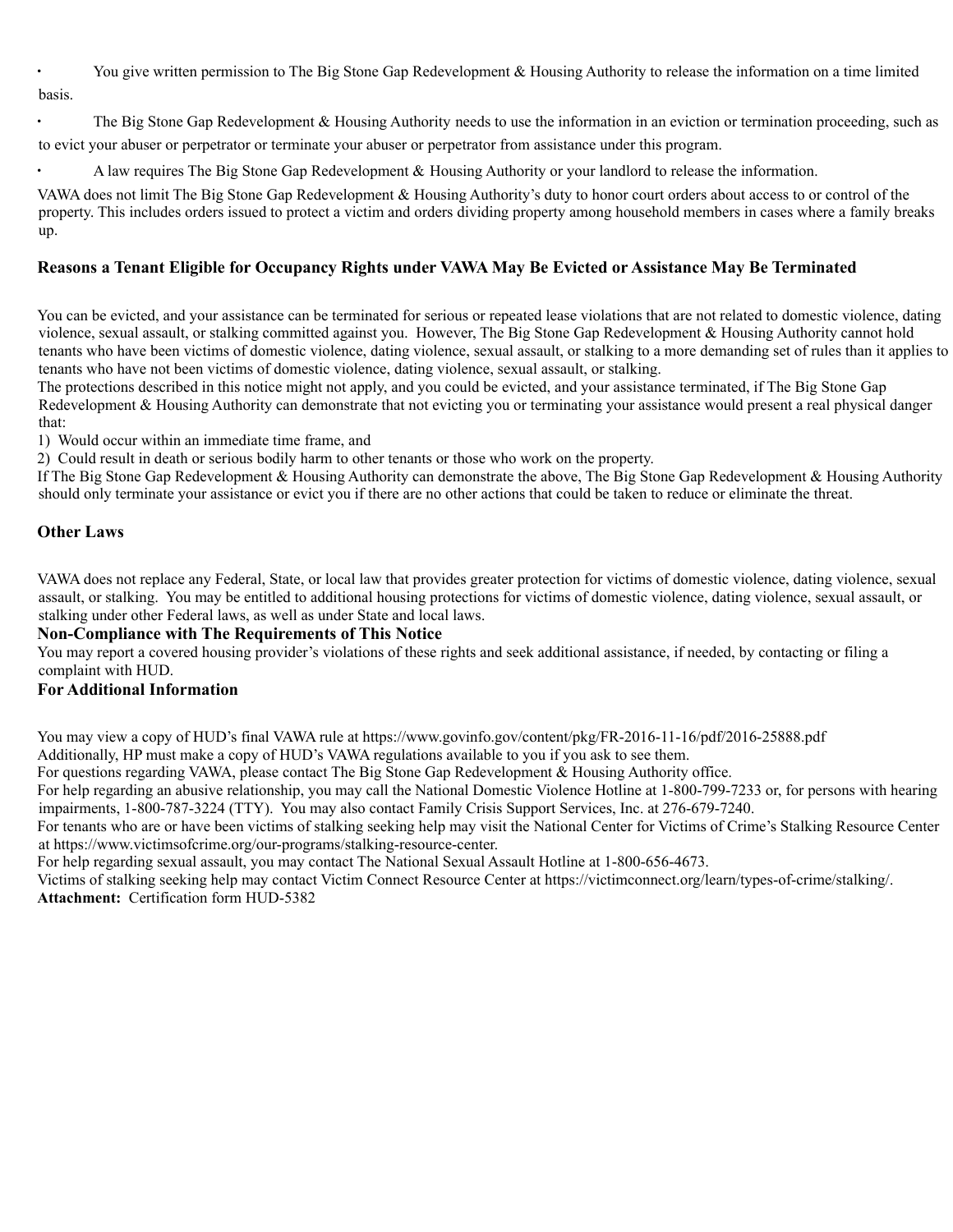- You give written permission to The Big Stone Gap Redevelopment & Housing Authority to release the information on a time limited basis.
- The Big Stone Gap Redevelopment & Housing Authority needs to use the information in an eviction or termination proceeding, such as to evict your abuser or perpetrator or terminate your abuser or perpetrator from assistance under this program.
- A law requires The Big Stone Gap Redevelopment & Housing Authority or your landlord to release the information.

VAWA does not limit The Big Stone Gap Redevelopment & Housing Authority's duty to honor court orders about access to or control of the property. This includes orders issued to protect a victim and orders dividing property among household members in cases where a family breaks up.

**Reasons a Tenant Eligible for Occupancy Rights under VAWA May Be Evicted or Assistance May Be Terminated**

You can be evicted, and your assistance can be terminated for serious or repeated lease violations that are not related to domestic violence, dating violence, sexual assault, or stalking committed against you. However, The Big Stone Gap Redevelopment & Housing Authority cannot hold tenants who have been victims of domestic violence, dating violence, sexual assault, or stalking to a more demanding set of rules than it applies to tenants who have not been victims of domestic violence, dating violence, sexual assault, or stalking.

The protections described in this notice might not apply, and you could be evicted, and your assistance terminated, if The Big Stone Gap Redevelopment & Housing Authority can demonstrate that not evicting you or terminating your assistance would present a real physical danger that:

1) Would occur within an immediate time frame, and
2) Could result in death or serious bodily harm to other tenants or those who work on the property.

If The Big Stone Gap Redevelopment & Housing Authority can demonstrate the above, The Big Stone Gap Redevelopment & Housing Authority should only terminate your assistance or evict you if there are no other actions that could be taken to reduce or eliminate the threat.

**Other Laws**

VAWA does not replace any Federal, State, or local law that provides greater protection for victims of domestic violence, dating violence, sexual assault, or stalking. You may be entitled to additional housing protections for victims of domestic violence, dating violence, sexual assault, or stalking under other Federal laws, as well as under State and local laws.

**Non-Compliance with The Requirements of This Notice**

You may report a covered housing provider's violations of these rights and seek additional assistance, if needed, by contacting or filing a complaint with HUD.

**For Additional Information**

You may view a copy of HUD's final VAWA rule at https://www.govinfo.gov/content/pkg/FR-2016-11-16/pdf/2016-25888.pdf

Additionally, HP must make a copy of HUD's VAWA regulations available to you if you ask to see them.

For questions regarding VAWA, please contact The Big Stone Gap Redevelopment & Housing Authority office.

For help regarding an abusive relationship, you may call the National Domestic Violence Hotline at 1-800-799-7233 or, for persons with hearing impairments, 1-800-787-3224 (TTY). You may also contact Family Crisis Support Services, Inc. at 276-679-7240.

For tenants who are or have been victims of stalking seeking help may visit the National Center for Victims of Crime's Stalking Resource Center at https://www.victimsofcrime.org/our-programs/stalking-resource-center.

For help regarding sexual assault, you may contact The National Sexual Assault Hotline at 1-800-656-4673.

Victims of stalking seeking help may contact Victim Connect Resource Center at https://victimconnect.org/learn/types-of-crime/stalking/.

**Attachment:** Certification form HUD-5382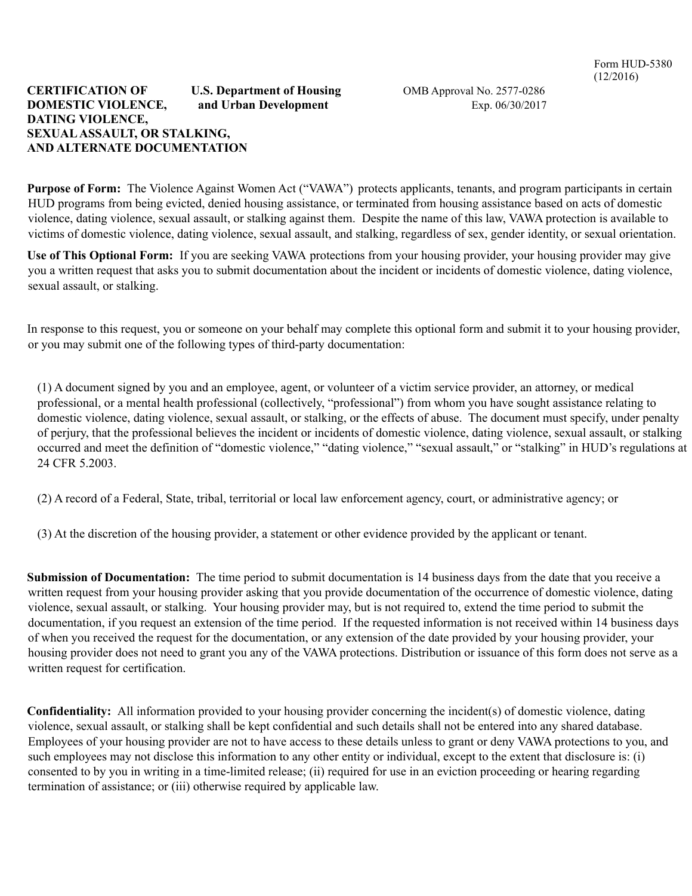Form HUD-5380
(12/2016)

**CERTIFICATION OF DOMESTIC VIOLENCE, DATING VIOLENCE, SEXUAL ASSAULT, OR STALKING, AND ALTERNATE DOCUMENTATION**

**U.S. Department of Housing and Urban Development**

OMB Approval No. 2577-0286
Exp. 06/30/2017

**Purpose of Form:** The Violence Against Women Act ("VAWA") protects applicants, tenants, and program participants in certain HUD programs from being evicted, denied housing assistance, or terminated from housing assistance based on acts of domestic violence, dating violence, sexual assault, or stalking against them. Despite the name of this law, VAWA protection is available to victims of domestic violence, dating violence, sexual assault, and stalking, regardless of sex, gender identity, or sexual orientation.

**Use of This Optional Form:** If you are seeking VAWA protections from your housing provider, your housing provider may give you a written request that asks you to submit documentation about the incident or incidents of domestic violence, dating violence, sexual assault, or stalking.

In response to this request, you or someone on your behalf may complete this optional form and submit it to your housing provider, or you may submit one of the following types of third-party documentation:

(1) A document signed by you and an employee, agent, or volunteer of a victim service provider, an attorney, or medical professional, or a mental health professional (collectively, "professional") from whom you have sought assistance relating to domestic violence, dating violence, sexual assault, or stalking, or the effects of abuse. The document must specify, under penalty of perjury, that the professional believes the incident or incidents of domestic violence, dating violence, sexual assault, or stalking occurred and meet the definition of "domestic violence," "dating violence," "sexual assault," or "stalking" in HUD's regulations at 24 CFR 5.2003.

(2) A record of a Federal, State, tribal, territorial or local law enforcement agency, court, or administrative agency; or

(3) At the discretion of the housing provider, a statement or other evidence provided by the applicant or tenant.

**Submission of Documentation:** The time period to submit documentation is 14 business days from the date that you receive a written request from your housing provider asking that you provide documentation of the occurrence of domestic violence, dating violence, sexual assault, or stalking. Your housing provider may, but is not required to, extend the time period to submit the documentation, if you request an extension of the time period. If the requested information is not received within 14 business days of when you received the request for the documentation, or any extension of the date provided by your housing provider, your housing provider does not need to grant you any of the VAWA protections. Distribution or issuance of this form does not serve as a written request for certification.

**Confidentiality:** All information provided to your housing provider concerning the incident(s) of domestic violence, dating violence, sexual assault, or stalking shall be kept confidential and such details shall not be entered into any shared database. Employees of your housing provider are not to have access to these details unless to grant or deny VAWA protections to you, and such employees may not disclose this information to any other entity or individual, except to the extent that disclosure is: (i) consented to by you in writing in a time-limited release; (ii) required for use in an eviction proceeding or hearing regarding termination of assistance; or (iii) otherwise required by applicable law.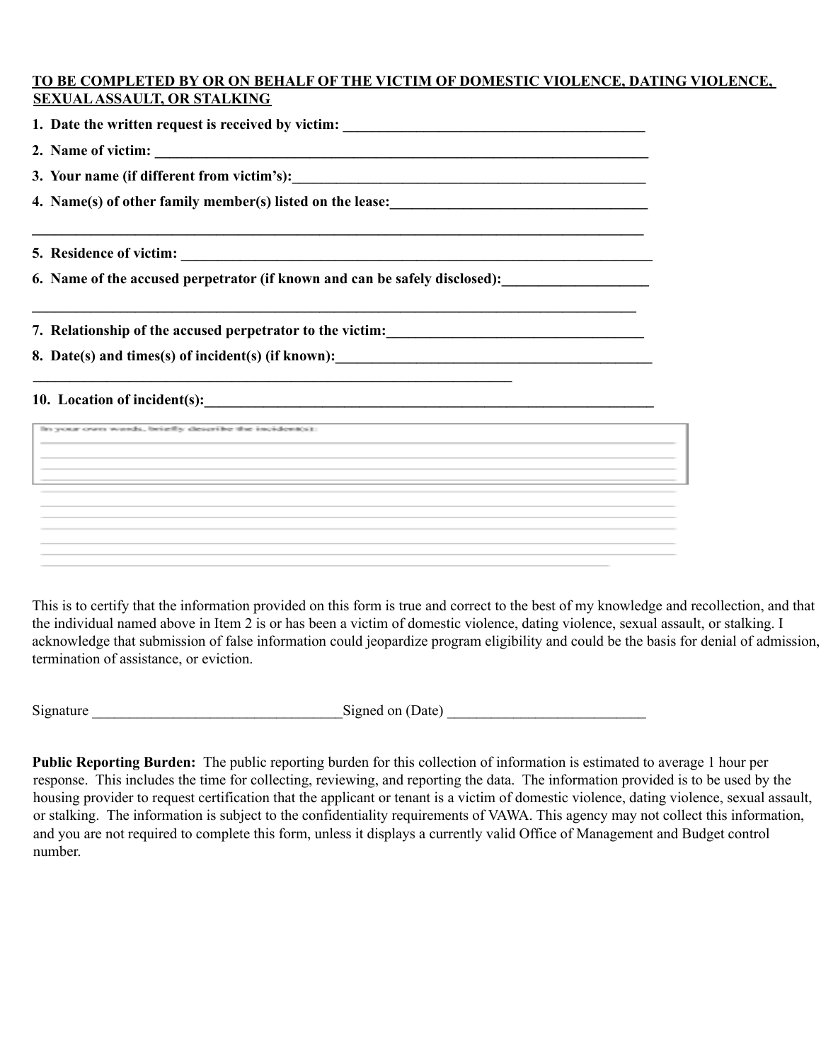**TO BE COMPLETED BY OR ON BEHALF OF THE VICTIM OF DOMESTIC VIOLENCE, DATING VIOLENCE, SEXUAL ASSAULT, OR STALKING**

**1. Date the written request is received by victim:** ___________________________________________

**2. Name of victim:** ___________________________________________________________________

**3. Your name (if different from victim's):**___________________________________________________

**4. Name(s) of other family member(s) listed on the lease:**____________________________________

_____________________________________________________________________________________

**5. Residence of victim:** _______________________________________________________________

**6. Name of the accused perpetrator (if known and can be safely disclosed):**____________________

_____________________________________________________________________________________

**7. Relationship of the accused perpetrator to the victim:**____________________________________

**8. Date(s) and times(s) of incident(s) (if known):**_____________________________________________

_____________________________________________________________________

**10. Location of incident(s):**_____________________________________________________________

In your own words, briefly describe the incident(s):

_____________________________________________________________________________________
_____________________________________________________________________________________
_____________________________________________________________________________________
_____________________________________________________________________________________
_____________________________________________________________________________________
_____________________________________________________________________________________
_____________________________________________________________________________________
_____________________________________________________________________________________
_____________________________________________________________________________________

This is to certify that the information provided on this form is true and correct to the best of my knowledge and recollection, and that the individual named above in Item 2 is or has been a victim of domestic violence, dating violence, sexual assault, or stalking. I acknowledge that submission of false information could jeopardize program eligibility and could be the basis for denial of admission, termination of assistance, or eviction.

Signature __________________________________Signed on (Date) ___________________________

**Public Reporting Burden:** The public reporting burden for this collection of information is estimated to average 1 hour per response. This includes the time for collecting, reviewing, and reporting the data. The information provided is to be used by the housing provider to request certification that the applicant or tenant is a victim of domestic violence, dating violence, sexual assault, or stalking. The information is subject to the confidentiality requirements of VAWA. This agency may not collect this information, and you are not required to complete this form, unless it displays a currently valid Office of Management and Budget control number.